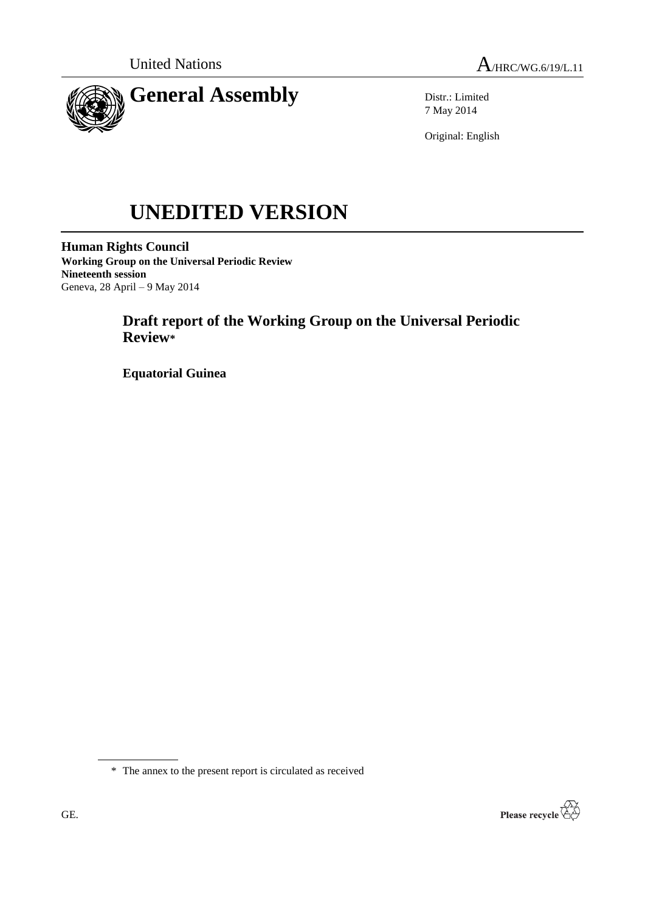United Nations A/HRC/WG.6/19/L.11

# General Assembly

Distr.: Limited
7 May 2014

Original: English

# UNEDITED VERSION

**Human Rights Council**
**Working Group on the Universal Periodic Review**
**Nineteenth session**
Geneva, 28 April – 9 May 2014

## Draft report of the Working Group on the Universal Periodic Review*

**Equatorial Guinea**

\* The annex to the present report is circulated as received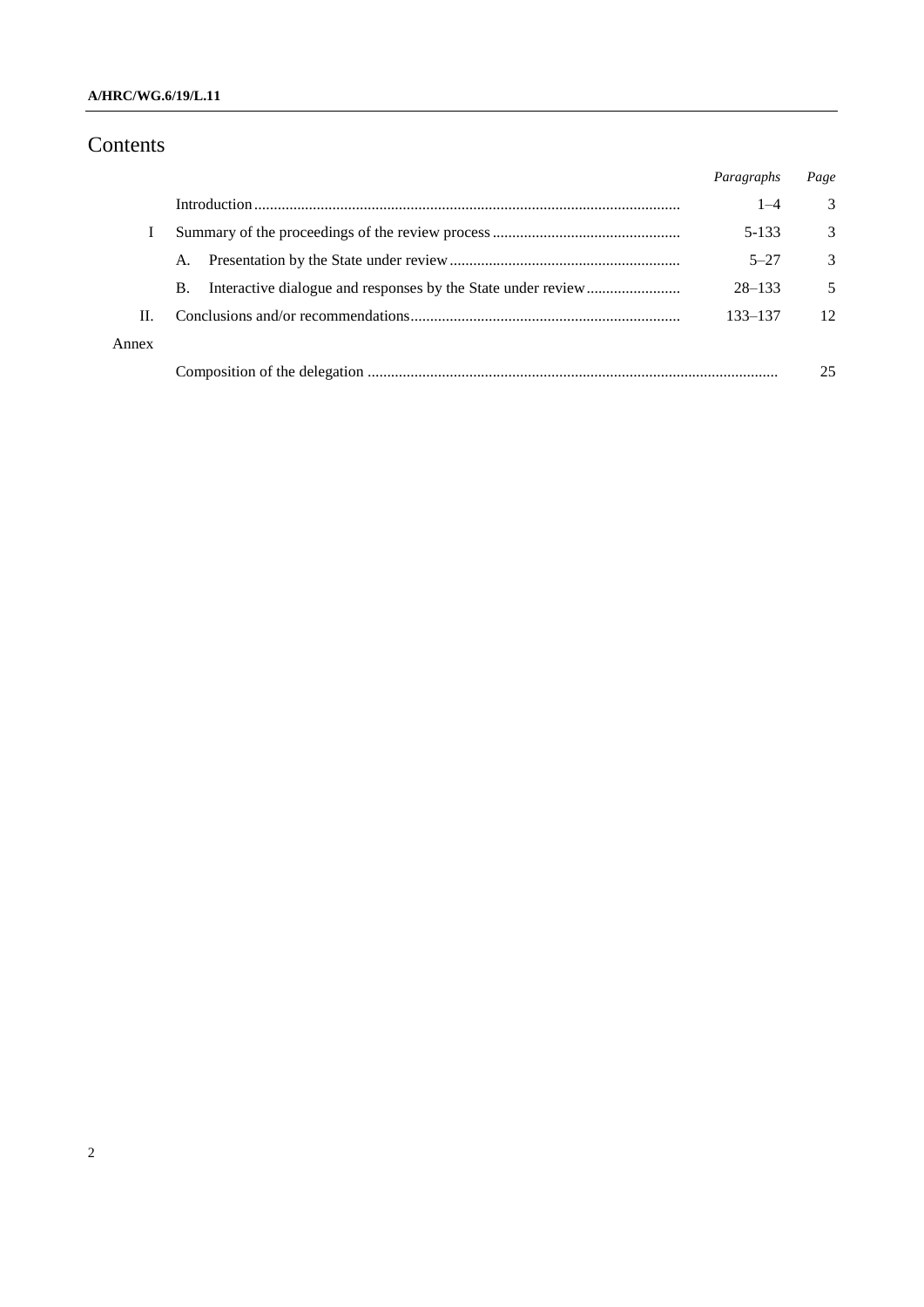# Contents

| | | *Paragraphs* | *Page* |
|---|---|---|---|
| | Introduction | 1–4 | 3 |
| I | Summary of the proceedings of the review process | 5-133 | 3 |
| | A. Presentation by the State under review | 5–27 | 3 |
| | B. Interactive dialogue and responses by the State under review | 28–133 | 5 |
| II. | Conclusions and/or recommendations | 133–137 | 12 |
| Annex | | | |
| | Composition of the delegation | | 25 |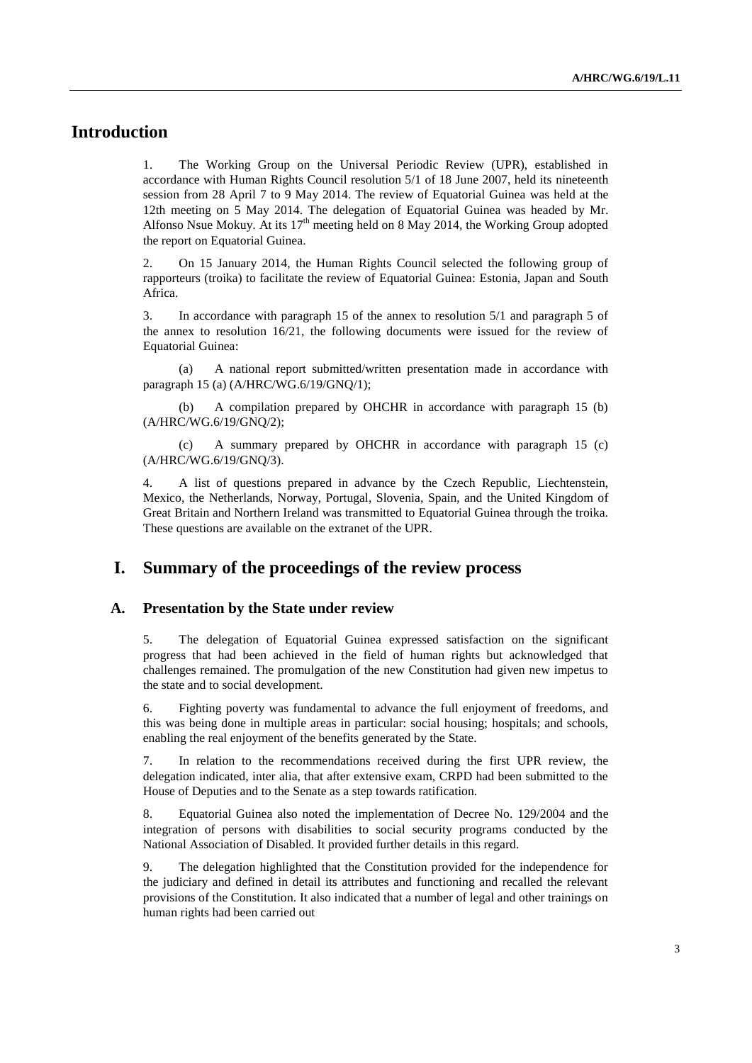# Introduction

1. The Working Group on the Universal Periodic Review (UPR), established in accordance with Human Rights Council resolution 5/1 of 18 June 2007, held its nineteenth session from 28 April 7 to 9 May 2014. The review of Equatorial Guinea was held at the 12th meeting on 5 May 2014. The delegation of Equatorial Guinea was headed by Mr. Alfonso Nsue Mokuy. At its 17th meeting held on 8 May 2014, the Working Group adopted the report on Equatorial Guinea.

2. On 15 January 2014, the Human Rights Council selected the following group of rapporteurs (troika) to facilitate the review of Equatorial Guinea: Estonia, Japan and South Africa.

3. In accordance with paragraph 15 of the annex to resolution 5/1 and paragraph 5 of the annex to resolution 16/21, the following documents were issued for the review of Equatorial Guinea:

(a) A national report submitted/written presentation made in accordance with paragraph 15 (a) (A/HRC/WG.6/19/GNQ/1);

(b) A compilation prepared by OHCHR in accordance with paragraph 15 (b) (A/HRC/WG.6/19/GNQ/2);

(c) A summary prepared by OHCHR in accordance with paragraph 15 (c) (A/HRC/WG.6/19/GNQ/3).

4. A list of questions prepared in advance by the Czech Republic, Liechtenstein, Mexico, the Netherlands, Norway, Portugal, Slovenia, Spain, and the United Kingdom of Great Britain and Northern Ireland was transmitted to Equatorial Guinea through the troika. These questions are available on the extranet of the UPR.

# I. Summary of the proceedings of the review process

## A. Presentation by the State under review

5. The delegation of Equatorial Guinea expressed satisfaction on the significant progress that had been achieved in the field of human rights but acknowledged that challenges remained. The promulgation of the new Constitution had given new impetus to the state and to social development.

6. Fighting poverty was fundamental to advance the full enjoyment of freedoms, and this was being done in multiple areas in particular: social housing; hospitals; and schools, enabling the real enjoyment of the benefits generated by the State.

7. In relation to the recommendations received during the first UPR review, the delegation indicated, inter alia, that after extensive exam, CRPD had been submitted to the House of Deputies and to the Senate as a step towards ratification.

8. Equatorial Guinea also noted the implementation of Decree No. 129/2004 and the integration of persons with disabilities to social security programs conducted by the National Association of Disabled. It provided further details in this regard.

9. The delegation highlighted that the Constitution provided for the independence for the judiciary and defined in detail its attributes and functioning and recalled the relevant provisions of the Constitution. It also indicated that a number of legal and other trainings on human rights had been carried out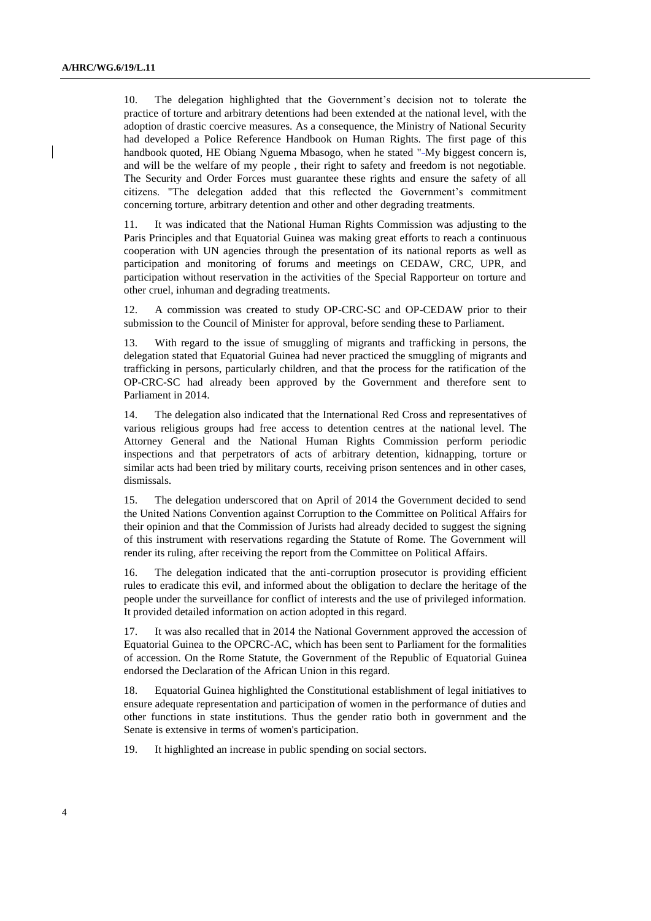10. The delegation highlighted that the Government's decision not to tolerate the practice of torture and arbitrary detentions had been extended at the national level, with the adoption of drastic coercive measures. As a consequence, the Ministry of National Security had developed a Police Reference Handbook on Human Rights. The first page of this handbook quoted, HE Obiang Nguema Mbasogo, when he stated "My biggest concern is, and will be the welfare of my people , their right to safety and freedom is not negotiable. The Security and Order Forces must guarantee these rights and ensure the safety of all citizens. "The delegation added that this reflected the Government's commitment concerning torture, arbitrary detention and other and other degrading treatments.

11. It was indicated that the National Human Rights Commission was adjusting to the Paris Principles and that Equatorial Guinea was making great efforts to reach a continuous cooperation with UN agencies through the presentation of its national reports as well as participation and monitoring of forums and meetings on CEDAW, CRC, UPR, and participation without reservation in the activities of the Special Rapporteur on torture and other cruel, inhuman and degrading treatments.

12. A commission was created to study OP-CRC-SC and OP-CEDAW prior to their submission to the Council of Minister for approval, before sending these to Parliament.

13. With regard to the issue of smuggling of migrants and trafficking in persons, the delegation stated that Equatorial Guinea had never practiced the smuggling of migrants and trafficking in persons, particularly children, and that the process for the ratification of the OP-CRC-SC had already been approved by the Government and therefore sent to Parliament in 2014.

14. The delegation also indicated that the International Red Cross and representatives of various religious groups had free access to detention centres at the national level. The Attorney General and the National Human Rights Commission perform periodic inspections and that perpetrators of acts of arbitrary detention, kidnapping, torture or similar acts had been tried by military courts, receiving prison sentences and in other cases, dismissals.

15. The delegation underscored that on April of 2014 the Government decided to send the United Nations Convention against Corruption to the Committee on Political Affairs for their opinion and that the Commission of Jurists had already decided to suggest the signing of this instrument with reservations regarding the Statute of Rome. The Government will render its ruling, after receiving the report from the Committee on Political Affairs.

16. The delegation indicated that the anti-corruption prosecutor is providing efficient rules to eradicate this evil, and informed about the obligation to declare the heritage of the people under the surveillance for conflict of interests and the use of privileged information. It provided detailed information on action adopted in this regard.

17. It was also recalled that in 2014 the National Government approved the accession of Equatorial Guinea to the OPCRC-AC, which has been sent to Parliament for the formalities of accession. On the Rome Statute, the Government of the Republic of Equatorial Guinea endorsed the Declaration of the African Union in this regard.

18. Equatorial Guinea highlighted the Constitutional establishment of legal initiatives to ensure adequate representation and participation of women in the performance of duties and other functions in state institutions. Thus the gender ratio both in government and the Senate is extensive in terms of women's participation.

19. It highlighted an increase in public spending on social sectors.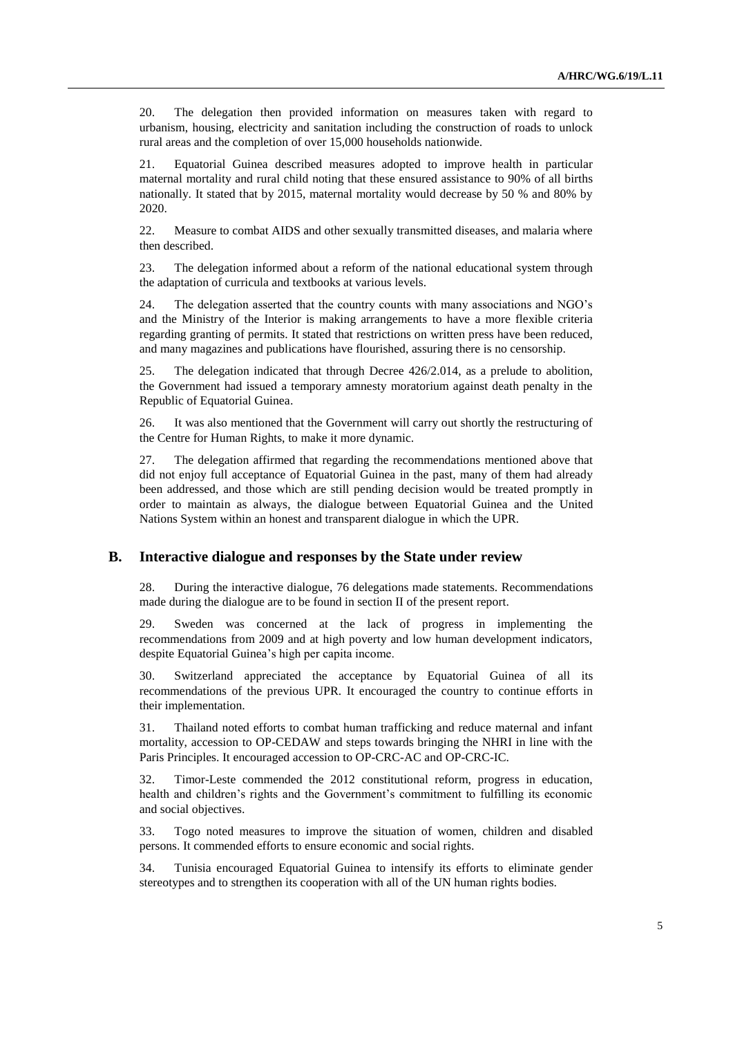20. The delegation then provided information on measures taken with regard to urbanism, housing, electricity and sanitation including the construction of roads to unlock rural areas and the completion of over 15,000 households nationwide.

21. Equatorial Guinea described measures adopted to improve health in particular maternal mortality and rural child noting that these ensured assistance to 90% of all births nationally. It stated that by 2015, maternal mortality would decrease by 50 % and 80% by 2020.

22. Measure to combat AIDS and other sexually transmitted diseases, and malaria where then described.

23. The delegation informed about a reform of the national educational system through the adaptation of curricula and textbooks at various levels.

24. The delegation asserted that the country counts with many associations and NGO's and the Ministry of the Interior is making arrangements to have a more flexible criteria regarding granting of permits. It stated that restrictions on written press have been reduced, and many magazines and publications have flourished, assuring there is no censorship.

25. The delegation indicated that through Decree 426/2.014, as a prelude to abolition, the Government had issued a temporary amnesty moratorium against death penalty in the Republic of Equatorial Guinea.

26. It was also mentioned that the Government will carry out shortly the restructuring of the Centre for Human Rights, to make it more dynamic.

27. The delegation affirmed that regarding the recommendations mentioned above that did not enjoy full acceptance of Equatorial Guinea in the past, many of them had already been addressed, and those which are still pending decision would be treated promptly in order to maintain as always, the dialogue between Equatorial Guinea and the United Nations System within an honest and transparent dialogue in which the UPR.

## B. Interactive dialogue and responses by the State under review

28. During the interactive dialogue, 76 delegations made statements. Recommendations made during the dialogue are to be found in section II of the present report.

29. Sweden was concerned at the lack of progress in implementing the recommendations from 2009 and at high poverty and low human development indicators, despite Equatorial Guinea's high per capita income.

30. Switzerland appreciated the acceptance by Equatorial Guinea of all its recommendations of the previous UPR. It encouraged the country to continue efforts in their implementation.

31. Thailand noted efforts to combat human trafficking and reduce maternal and infant mortality, accession to OP-CEDAW and steps towards bringing the NHRI in line with the Paris Principles. It encouraged accession to OP-CRC-AC and OP-CRC-IC.

32. Timor-Leste commended the 2012 constitutional reform, progress in education, health and children's rights and the Government's commitment to fulfilling its economic and social objectives.

33. Togo noted measures to improve the situation of women, children and disabled persons. It commended efforts to ensure economic and social rights.

34. Tunisia encouraged Equatorial Guinea to intensify its efforts to eliminate gender stereotypes and to strengthen its cooperation with all of the UN human rights bodies.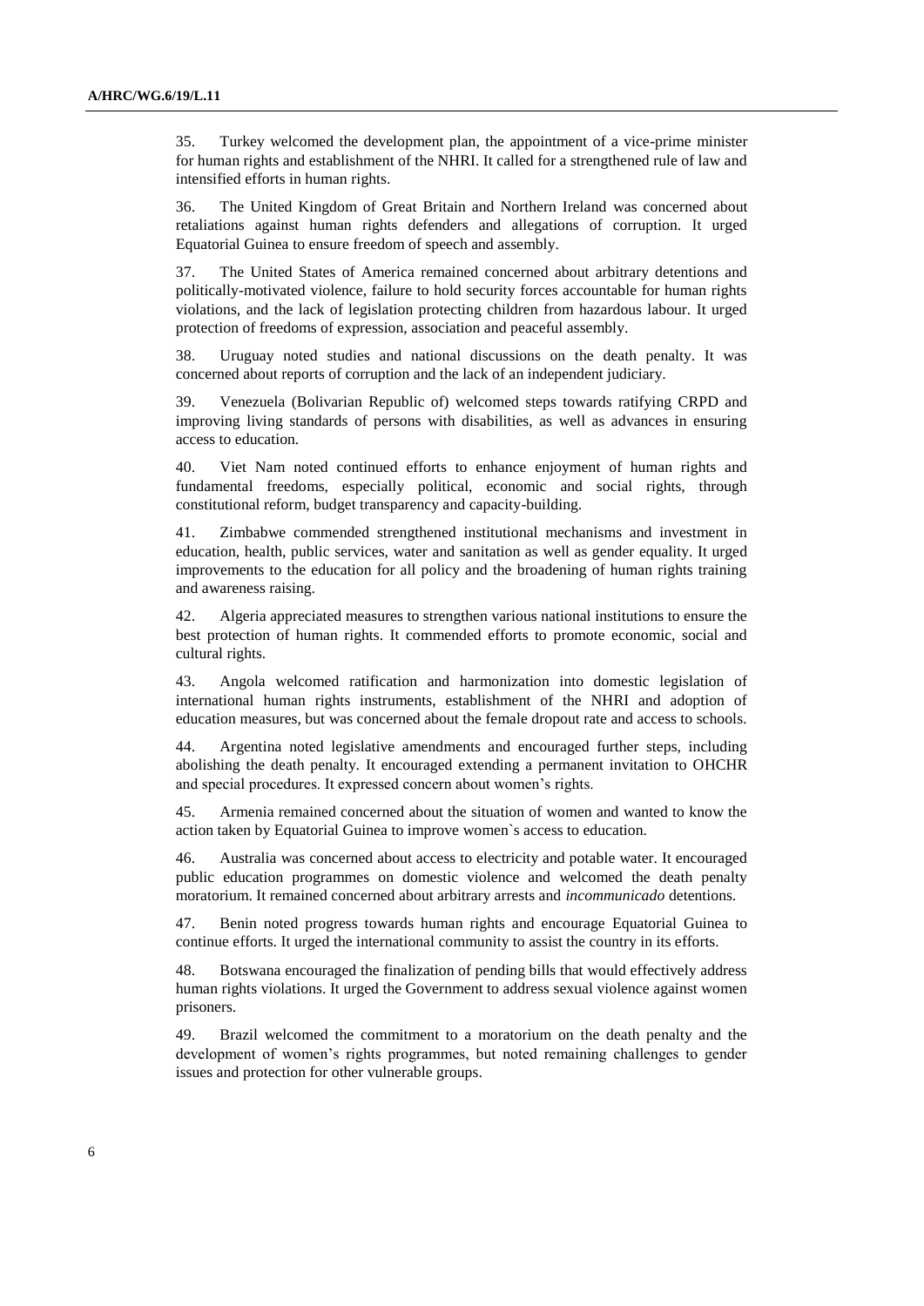35. Turkey welcomed the development plan, the appointment of a vice-prime minister for human rights and establishment of the NHRI. It called for a strengthened rule of law and intensified efforts in human rights.

36. The United Kingdom of Great Britain and Northern Ireland was concerned about retaliations against human rights defenders and allegations of corruption. It urged Equatorial Guinea to ensure freedom of speech and assembly.

37. The United States of America remained concerned about arbitrary detentions and politically-motivated violence, failure to hold security forces accountable for human rights violations, and the lack of legislation protecting children from hazardous labour. It urged protection of freedoms of expression, association and peaceful assembly.

38. Uruguay noted studies and national discussions on the death penalty. It was concerned about reports of corruption and the lack of an independent judiciary.

39. Venezuela (Bolivarian Republic of) welcomed steps towards ratifying CRPD and improving living standards of persons with disabilities, as well as advances in ensuring access to education.

40. Viet Nam noted continued efforts to enhance enjoyment of human rights and fundamental freedoms, especially political, economic and social rights, through constitutional reform, budget transparency and capacity-building.

41. Zimbabwe commended strengthened institutional mechanisms and investment in education, health, public services, water and sanitation as well as gender equality. It urged improvements to the education for all policy and the broadening of human rights training and awareness raising.

42. Algeria appreciated measures to strengthen various national institutions to ensure the best protection of human rights. It commended efforts to promote economic, social and cultural rights.

43. Angola welcomed ratification and harmonization into domestic legislation of international human rights instruments, establishment of the NHRI and adoption of education measures, but was concerned about the female dropout rate and access to schools.

44. Argentina noted legislative amendments and encouraged further steps, including abolishing the death penalty. It encouraged extending a permanent invitation to OHCHR and special procedures. It expressed concern about women's rights.

45. Armenia remained concerned about the situation of women and wanted to know the action taken by Equatorial Guinea to improve women`s access to education.

46. Australia was concerned about access to electricity and potable water. It encouraged public education programmes on domestic violence and welcomed the death penalty moratorium. It remained concerned about arbitrary arrests and *incommunicado* detentions.

47. Benin noted progress towards human rights and encourage Equatorial Guinea to continue efforts. It urged the international community to assist the country in its efforts.

48. Botswana encouraged the finalization of pending bills that would effectively address human rights violations. It urged the Government to address sexual violence against women prisoners.

49. Brazil welcomed the commitment to a moratorium on the death penalty and the development of women's rights programmes, but noted remaining challenges to gender issues and protection for other vulnerable groups.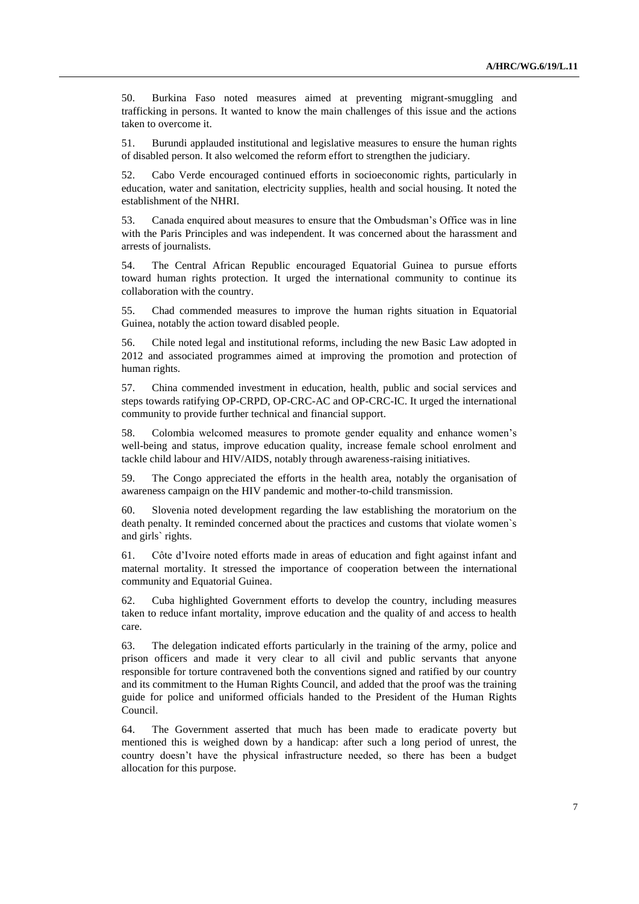50. Burkina Faso noted measures aimed at preventing migrant-smuggling and trafficking in persons. It wanted to know the main challenges of this issue and the actions taken to overcome it.

51. Burundi applauded institutional and legislative measures to ensure the human rights of disabled person. It also welcomed the reform effort to strengthen the judiciary.

52. Cabo Verde encouraged continued efforts in socioeconomic rights, particularly in education, water and sanitation, electricity supplies, health and social housing. It noted the establishment of the NHRI.

53. Canada enquired about measures to ensure that the Ombudsman's Office was in line with the Paris Principles and was independent. It was concerned about the harassment and arrests of journalists.

54. The Central African Republic encouraged Equatorial Guinea to pursue efforts toward human rights protection. It urged the international community to continue its collaboration with the country.

55. Chad commended measures to improve the human rights situation in Equatorial Guinea, notably the action toward disabled people.

56. Chile noted legal and institutional reforms, including the new Basic Law adopted in 2012 and associated programmes aimed at improving the promotion and protection of human rights.

57. China commended investment in education, health, public and social services and steps towards ratifying OP-CRPD, OP-CRC-AC and OP-CRC-IC. It urged the international community to provide further technical and financial support.

58. Colombia welcomed measures to promote gender equality and enhance women's well-being and status, improve education quality, increase female school enrolment and tackle child labour and HIV/AIDS, notably through awareness-raising initiatives.

59. The Congo appreciated the efforts in the health area, notably the organisation of awareness campaign on the HIV pandemic and mother-to-child transmission.

60. Slovenia noted development regarding the law establishing the moratorium on the death penalty. It reminded concerned about the practices and customs that violate women`s and girls` rights.

61. Côte d'Ivoire noted efforts made in areas of education and fight against infant and maternal mortality. It stressed the importance of cooperation between the international community and Equatorial Guinea.

62. Cuba highlighted Government efforts to develop the country, including measures taken to reduce infant mortality, improve education and the quality of and access to health care.

63. The delegation indicated efforts particularly in the training of the army, police and prison officers and made it very clear to all civil and public servants that anyone responsible for torture contravened both the conventions signed and ratified by our country and its commitment to the Human Rights Council, and added that the proof was the training guide for police and uniformed officials handed to the President of the Human Rights Council.

64. The Government asserted that much has been made to eradicate poverty but mentioned this is weighed down by a handicap: after such a long period of unrest, the country doesn't have the physical infrastructure needed, so there has been a budget allocation for this purpose.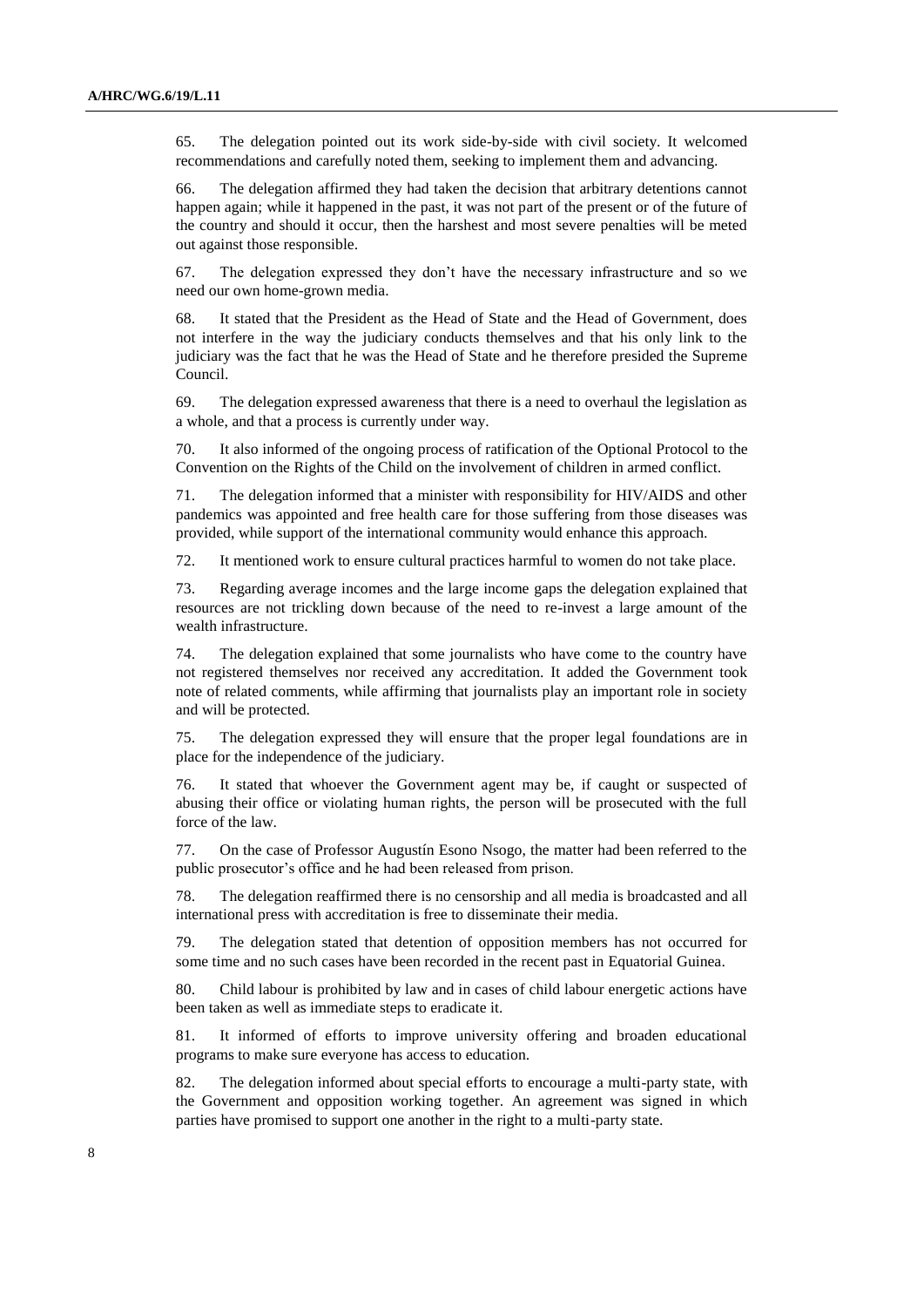65. The delegation pointed out its work side-by-side with civil society. It welcomed recommendations and carefully noted them, seeking to implement them and advancing.

66. The delegation affirmed they had taken the decision that arbitrary detentions cannot happen again; while it happened in the past, it was not part of the present or of the future of the country and should it occur, then the harshest and most severe penalties will be meted out against those responsible.

67. The delegation expressed they don't have the necessary infrastructure and so we need our own home-grown media.

68. It stated that the President as the Head of State and the Head of Government, does not interfere in the way the judiciary conducts themselves and that his only link to the judiciary was the fact that he was the Head of State and he therefore presided the Supreme Council.

69. The delegation expressed awareness that there is a need to overhaul the legislation as a whole, and that a process is currently under way.

70. It also informed of the ongoing process of ratification of the Optional Protocol to the Convention on the Rights of the Child on the involvement of children in armed conflict.

71. The delegation informed that a minister with responsibility for HIV/AIDS and other pandemics was appointed and free health care for those suffering from those diseases was provided, while support of the international community would enhance this approach.

72. It mentioned work to ensure cultural practices harmful to women do not take place.

73. Regarding average incomes and the large income gaps the delegation explained that resources are not trickling down because of the need to re-invest a large amount of the wealth infrastructure.

74. The delegation explained that some journalists who have come to the country have not registered themselves nor received any accreditation. It added the Government took note of related comments, while affirming that journalists play an important role in society and will be protected.

75. The delegation expressed they will ensure that the proper legal foundations are in place for the independence of the judiciary.

76. It stated that whoever the Government agent may be, if caught or suspected of abusing their office or violating human rights, the person will be prosecuted with the full force of the law.

77. On the case of Professor Augustín Esono Nsogo, the matter had been referred to the public prosecutor's office and he had been released from prison.

78. The delegation reaffirmed there is no censorship and all media is broadcasted and all international press with accreditation is free to disseminate their media.

79. The delegation stated that detention of opposition members has not occurred for some time and no such cases have been recorded in the recent past in Equatorial Guinea.

80. Child labour is prohibited by law and in cases of child labour energetic actions have been taken as well as immediate steps to eradicate it.

81. It informed of efforts to improve university offering and broaden educational programs to make sure everyone has access to education.

82. The delegation informed about special efforts to encourage a multi-party state, with the Government and opposition working together. An agreement was signed in which parties have promised to support one another in the right to a multi-party state.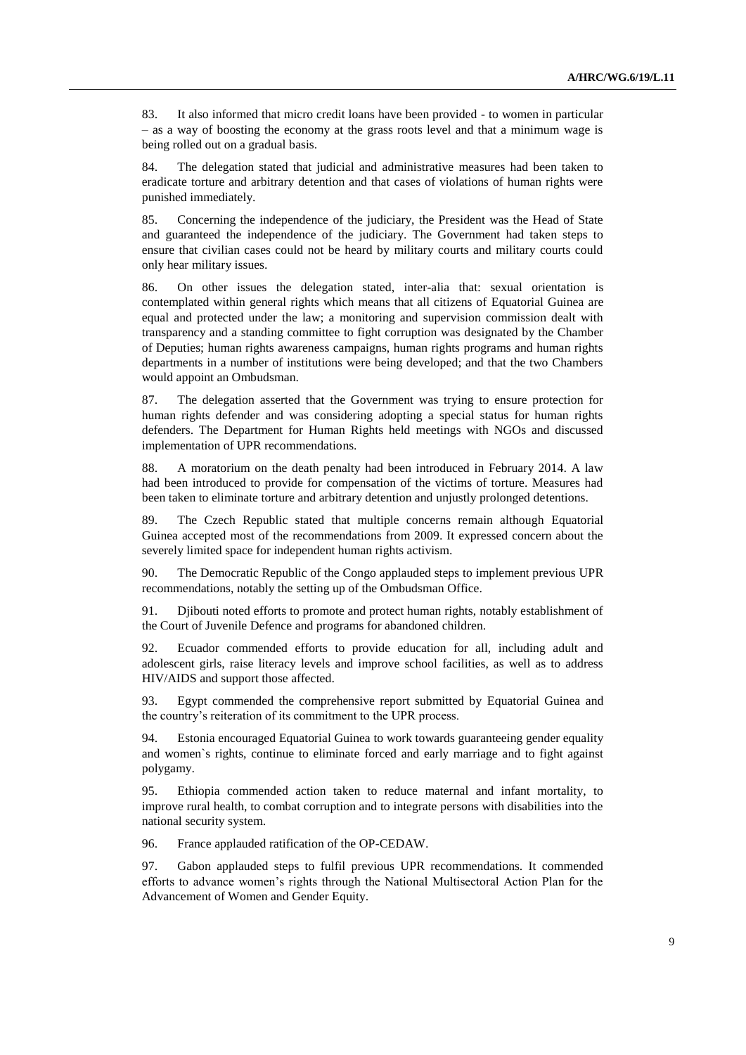83. It also informed that micro credit loans have been provided - to women in particular – as a way of boosting the economy at the grass roots level and that a minimum wage is being rolled out on a gradual basis.

84. The delegation stated that judicial and administrative measures had been taken to eradicate torture and arbitrary detention and that cases of violations of human rights were punished immediately.

85. Concerning the independence of the judiciary, the President was the Head of State and guaranteed the independence of the judiciary. The Government had taken steps to ensure that civilian cases could not be heard by military courts and military courts could only hear military issues.

86. On other issues the delegation stated, inter-alia that: sexual orientation is contemplated within general rights which means that all citizens of Equatorial Guinea are equal and protected under the law; a monitoring and supervision commission dealt with transparency and a standing committee to fight corruption was designated by the Chamber of Deputies; human rights awareness campaigns, human rights programs and human rights departments in a number of institutions were being developed; and that the two Chambers would appoint an Ombudsman.

87. The delegation asserted that the Government was trying to ensure protection for human rights defender and was considering adopting a special status for human rights defenders. The Department for Human Rights held meetings with NGOs and discussed implementation of UPR recommendations.

88. A moratorium on the death penalty had been introduced in February 2014. A law had been introduced to provide for compensation of the victims of torture. Measures had been taken to eliminate torture and arbitrary detention and unjustly prolonged detentions.

89. The Czech Republic stated that multiple concerns remain although Equatorial Guinea accepted most of the recommendations from 2009. It expressed concern about the severely limited space for independent human rights activism.

90. The Democratic Republic of the Congo applauded steps to implement previous UPR recommendations, notably the setting up of the Ombudsman Office.

91. Djibouti noted efforts to promote and protect human rights, notably establishment of the Court of Juvenile Defence and programs for abandoned children.

92. Ecuador commended efforts to provide education for all, including adult and adolescent girls, raise literacy levels and improve school facilities, as well as to address HIV/AIDS and support those affected.

93. Egypt commended the comprehensive report submitted by Equatorial Guinea and the country's reiteration of its commitment to the UPR process.

94. Estonia encouraged Equatorial Guinea to work towards guaranteeing gender equality and women`s rights, continue to eliminate forced and early marriage and to fight against polygamy.

95. Ethiopia commended action taken to reduce maternal and infant mortality, to improve rural health, to combat corruption and to integrate persons with disabilities into the national security system.

96. France applauded ratification of the OP-CEDAW.

97. Gabon applauded steps to fulfil previous UPR recommendations. It commended efforts to advance women's rights through the National Multisectoral Action Plan for the Advancement of Women and Gender Equity.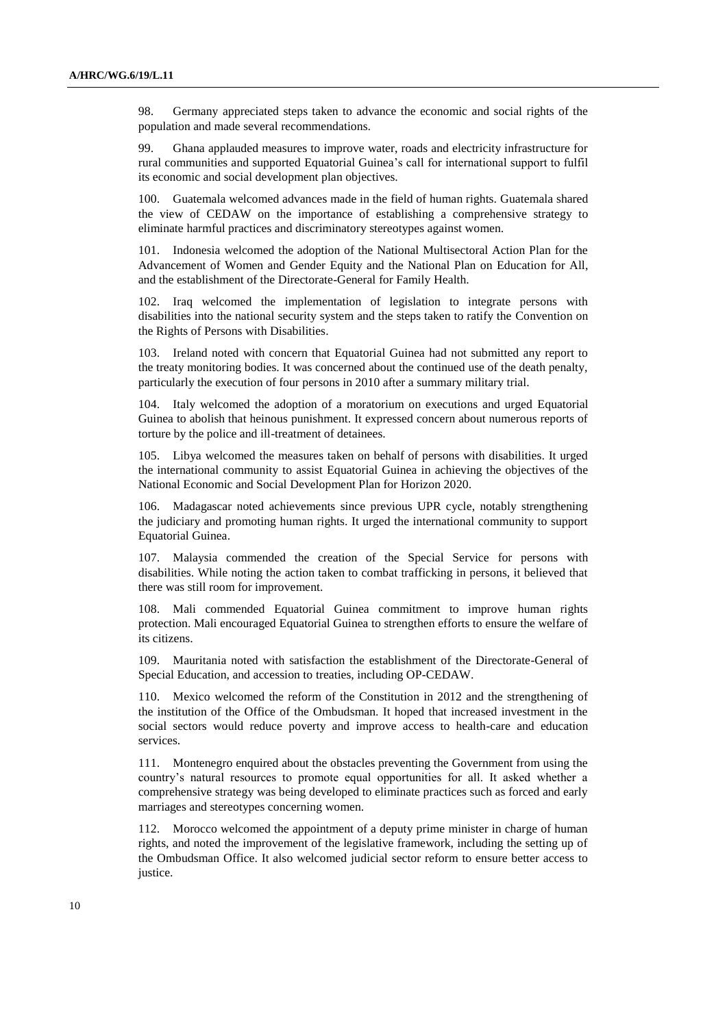98. Germany appreciated steps taken to advance the economic and social rights of the population and made several recommendations.

99. Ghana applauded measures to improve water, roads and electricity infrastructure for rural communities and supported Equatorial Guinea's call for international support to fulfil its economic and social development plan objectives.

100. Guatemala welcomed advances made in the field of human rights. Guatemala shared the view of CEDAW on the importance of establishing a comprehensive strategy to eliminate harmful practices and discriminatory stereotypes against women.

101. Indonesia welcomed the adoption of the National Multisectoral Action Plan for the Advancement of Women and Gender Equity and the National Plan on Education for All, and the establishment of the Directorate-General for Family Health.

102. Iraq welcomed the implementation of legislation to integrate persons with disabilities into the national security system and the steps taken to ratify the Convention on the Rights of Persons with Disabilities.

103. Ireland noted with concern that Equatorial Guinea had not submitted any report to the treaty monitoring bodies. It was concerned about the continued use of the death penalty, particularly the execution of four persons in 2010 after a summary military trial.

104. Italy welcomed the adoption of a moratorium on executions and urged Equatorial Guinea to abolish that heinous punishment. It expressed concern about numerous reports of torture by the police and ill-treatment of detainees.

105. Libya welcomed the measures taken on behalf of persons with disabilities. It urged the international community to assist Equatorial Guinea in achieving the objectives of the National Economic and Social Development Plan for Horizon 2020.

106. Madagascar noted achievements since previous UPR cycle, notably strengthening the judiciary and promoting human rights. It urged the international community to support Equatorial Guinea.

107. Malaysia commended the creation of the Special Service for persons with disabilities. While noting the action taken to combat trafficking in persons, it believed that there was still room for improvement.

108. Mali commended Equatorial Guinea commitment to improve human rights protection. Mali encouraged Equatorial Guinea to strengthen efforts to ensure the welfare of its citizens.

109. Mauritania noted with satisfaction the establishment of the Directorate-General of Special Education, and accession to treaties, including OP-CEDAW.

110. Mexico welcomed the reform of the Constitution in 2012 and the strengthening of the institution of the Office of the Ombudsman. It hoped that increased investment in the social sectors would reduce poverty and improve access to health-care and education services.

111. Montenegro enquired about the obstacles preventing the Government from using the country's natural resources to promote equal opportunities for all. It asked whether a comprehensive strategy was being developed to eliminate practices such as forced and early marriages and stereotypes concerning women.

112. Morocco welcomed the appointment of a deputy prime minister in charge of human rights, and noted the improvement of the legislative framework, including the setting up of the Ombudsman Office. It also welcomed judicial sector reform to ensure better access to justice.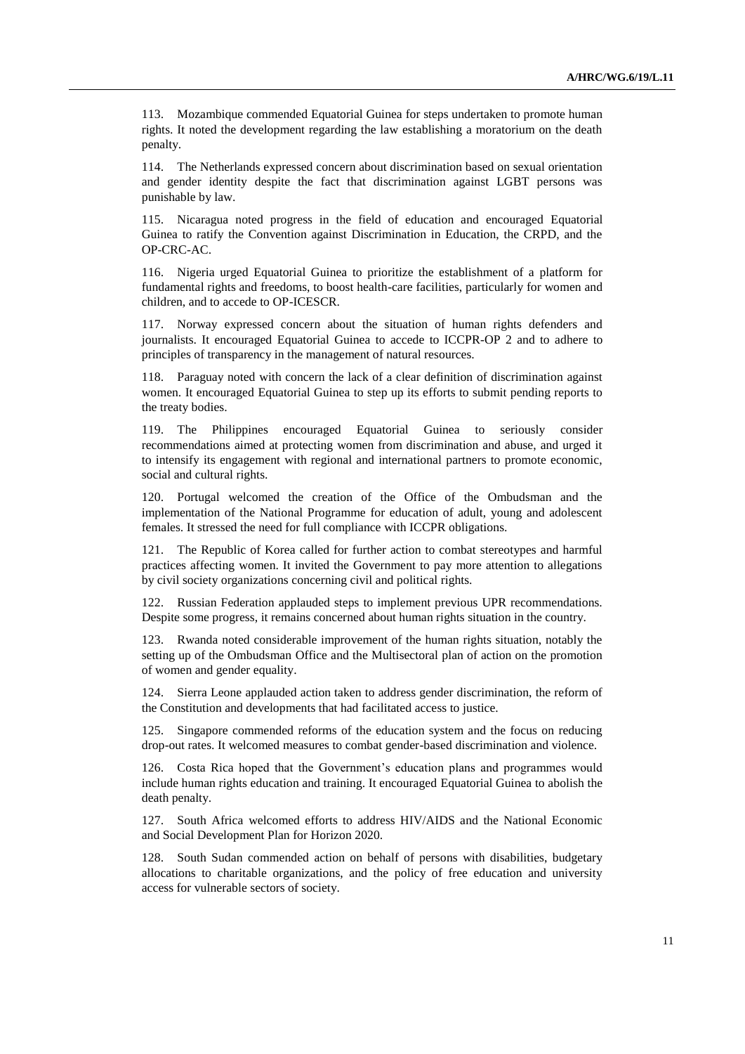113. Mozambique commended Equatorial Guinea for steps undertaken to promote human rights. It noted the development regarding the law establishing a moratorium on the death penalty.

114. The Netherlands expressed concern about discrimination based on sexual orientation and gender identity despite the fact that discrimination against LGBT persons was punishable by law.

115. Nicaragua noted progress in the field of education and encouraged Equatorial Guinea to ratify the Convention against Discrimination in Education, the CRPD, and the OP-CRC-AC.

116. Nigeria urged Equatorial Guinea to prioritize the establishment of a platform for fundamental rights and freedoms, to boost health-care facilities, particularly for women and children, and to accede to OP-ICESCR.

117. Norway expressed concern about the situation of human rights defenders and journalists. It encouraged Equatorial Guinea to accede to ICCPR-OP 2 and to adhere to principles of transparency in the management of natural resources.

118. Paraguay noted with concern the lack of a clear definition of discrimination against women. It encouraged Equatorial Guinea to step up its efforts to submit pending reports to the treaty bodies.

119. The Philippines encouraged Equatorial Guinea to seriously consider recommendations aimed at protecting women from discrimination and abuse, and urged it to intensify its engagement with regional and international partners to promote economic, social and cultural rights.

120. Portugal welcomed the creation of the Office of the Ombudsman and the implementation of the National Programme for education of adult, young and adolescent females. It stressed the need for full compliance with ICCPR obligations.

121. The Republic of Korea called for further action to combat stereotypes and harmful practices affecting women. It invited the Government to pay more attention to allegations by civil society organizations concerning civil and political rights.

122. Russian Federation applauded steps to implement previous UPR recommendations. Despite some progress, it remains concerned about human rights situation in the country.

123. Rwanda noted considerable improvement of the human rights situation, notably the setting up of the Ombudsman Office and the Multisectoral plan of action on the promotion of women and gender equality.

124. Sierra Leone applauded action taken to address gender discrimination, the reform of the Constitution and developments that had facilitated access to justice.

125. Singapore commended reforms of the education system and the focus on reducing drop-out rates. It welcomed measures to combat gender-based discrimination and violence.

126. Costa Rica hoped that the Government's education plans and programmes would include human rights education and training. It encouraged Equatorial Guinea to abolish the death penalty.

127. South Africa welcomed efforts to address HIV/AIDS and the National Economic and Social Development Plan for Horizon 2020.

128. South Sudan commended action on behalf of persons with disabilities, budgetary allocations to charitable organizations, and the policy of free education and university access for vulnerable sectors of society.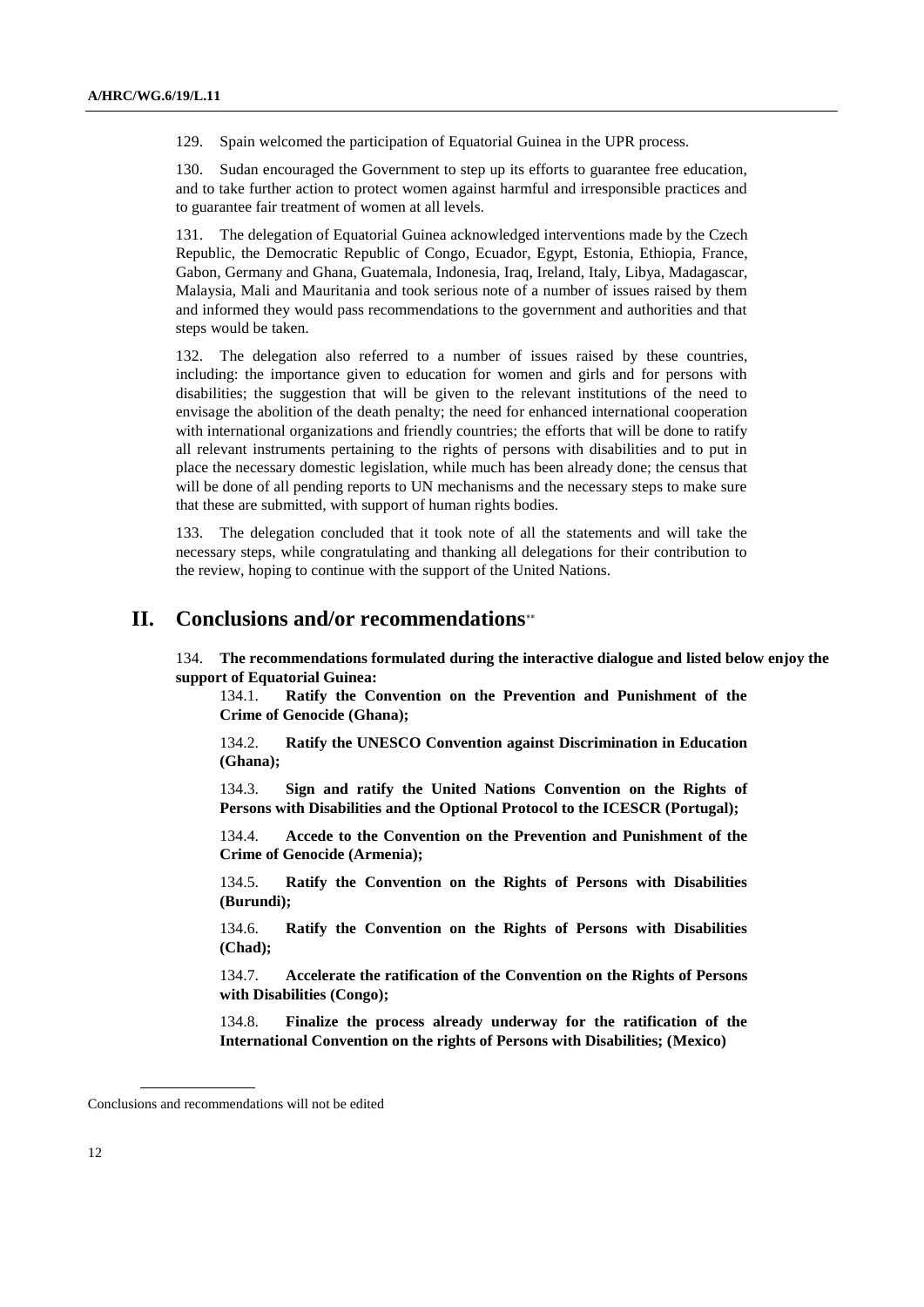129. Spain welcomed the participation of Equatorial Guinea in the UPR process.

130. Sudan encouraged the Government to step up its efforts to guarantee free education, and to take further action to protect women against harmful and irresponsible practices and to guarantee fair treatment of women at all levels.

131. The delegation of Equatorial Guinea acknowledged interventions made by the Czech Republic, the Democratic Republic of Congo, Ecuador, Egypt, Estonia, Ethiopia, France, Gabon, Germany and Ghana, Guatemala, Indonesia, Iraq, Ireland, Italy, Libya, Madagascar, Malaysia, Mali and Mauritania and took serious note of a number of issues raised by them and informed they would pass recommendations to the government and authorities and that steps would be taken.

132. The delegation also referred to a number of issues raised by these countries, including: the importance given to education for women and girls and for persons with disabilities; the suggestion that will be given to the relevant institutions of the need to envisage the abolition of the death penalty; the need for enhanced international cooperation with international organizations and friendly countries; the efforts that will be done to ratify all relevant instruments pertaining to the rights of persons with disabilities and to put in place the necessary domestic legislation, while much has been already done; the census that will be done of all pending reports to UN mechanisms and the necessary steps to make sure that these are submitted, with support of human rights bodies.

133. The delegation concluded that it took note of all the statements and will take the necessary steps, while congratulating and thanking all delegations for their contribution to the review, hoping to continue with the support of the United Nations.

# II. Conclusions and/or recommendations**

134. **The recommendations formulated during the interactive dialogue and listed below enjoy the support of Equatorial Guinea:**

134.1. **Ratify the Convention on the Prevention and Punishment of the Crime of Genocide (Ghana);**

134.2. **Ratify the UNESCO Convention against Discrimination in Education (Ghana);**

134.3. **Sign and ratify the United Nations Convention on the Rights of Persons with Disabilities and the Optional Protocol to the ICESCR (Portugal);**

134.4. **Accede to the Convention on the Prevention and Punishment of the Crime of Genocide (Armenia);**

134.5. **Ratify the Convention on the Rights of Persons with Disabilities (Burundi);**

134.6. **Ratify the Convention on the Rights of Persons with Disabilities (Chad);**

134.7. **Accelerate the ratification of the Convention on the Rights of Persons with Disabilities (Congo);**

134.8. **Finalize the process already underway for the ratification of the International Convention on the rights of Persons with Disabilities; (Mexico)**

---

Conclusions and recommendations will not be edited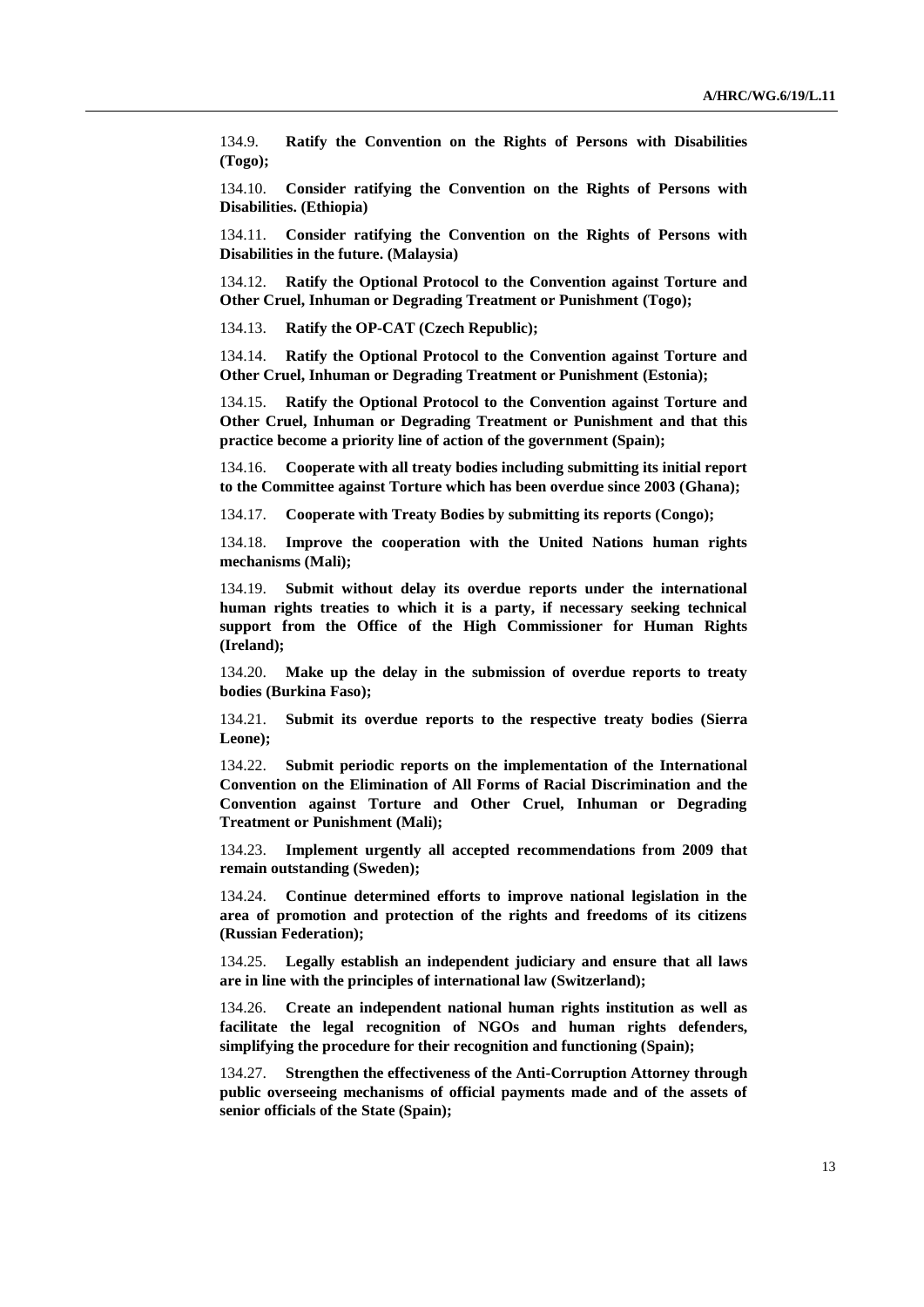134.9. **Ratify the Convention on the Rights of Persons with Disabilities (Togo);**

134.10. **Consider ratifying the Convention on the Rights of Persons with Disabilities. (Ethiopia)**

134.11. **Consider ratifying the Convention on the Rights of Persons with Disabilities in the future. (Malaysia)**

134.12. **Ratify the Optional Protocol to the Convention against Torture and Other Cruel, Inhuman or Degrading Treatment or Punishment (Togo);**

134.13. **Ratify the OP-CAT (Czech Republic);**

134.14. **Ratify the Optional Protocol to the Convention against Torture and Other Cruel, Inhuman or Degrading Treatment or Punishment (Estonia);**

134.15. **Ratify the Optional Protocol to the Convention against Torture and Other Cruel, Inhuman or Degrading Treatment or Punishment and that this practice become a priority line of action of the government (Spain);**

134.16. **Cooperate with all treaty bodies including submitting its initial report to the Committee against Torture which has been overdue since 2003 (Ghana);**

134.17. **Cooperate with Treaty Bodies by submitting its reports (Congo);**

134.18. **Improve the cooperation with the United Nations human rights mechanisms (Mali);**

134.19. **Submit without delay its overdue reports under the international human rights treaties to which it is a party, if necessary seeking technical support from the Office of the High Commissioner for Human Rights (Ireland);**

134.20. **Make up the delay in the submission of overdue reports to treaty bodies (Burkina Faso);**

134.21. **Submit its overdue reports to the respective treaty bodies (Sierra Leone);**

134.22. **Submit periodic reports on the implementation of the International Convention on the Elimination of All Forms of Racial Discrimination and the Convention against Torture and Other Cruel, Inhuman or Degrading Treatment or Punishment (Mali);**

134.23. **Implement urgently all accepted recommendations from 2009 that remain outstanding (Sweden);**

134.24. **Continue determined efforts to improve national legislation in the area of promotion and protection of the rights and freedoms of its citizens (Russian Federation);**

134.25. **Legally establish an independent judiciary and ensure that all laws are in line with the principles of international law (Switzerland);**

134.26. **Create an independent national human rights institution as well as facilitate the legal recognition of NGOs and human rights defenders, simplifying the procedure for their recognition and functioning (Spain);**

134.27. **Strengthen the effectiveness of the Anti-Corruption Attorney through public overseeing mechanisms of official payments made and of the assets of senior officials of the State (Spain);**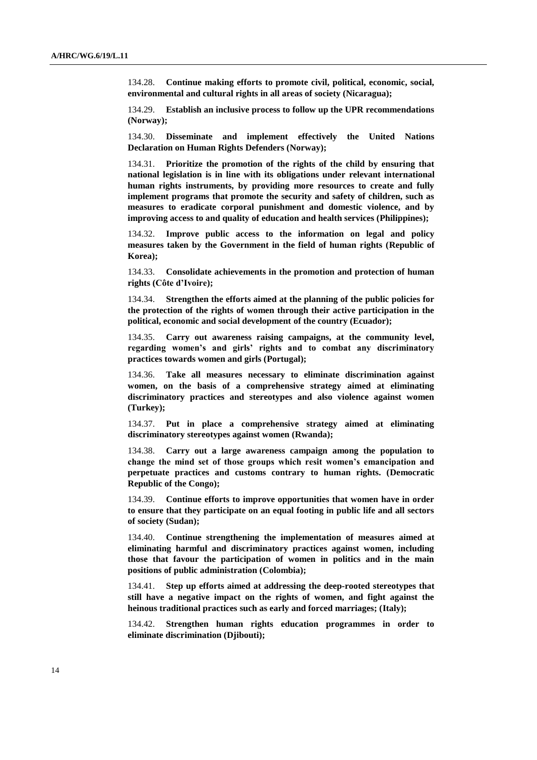134.28. **Continue making efforts to promote civil, political, economic, social, environmental and cultural rights in all areas of society (Nicaragua);**

134.29. **Establish an inclusive process to follow up the UPR recommendations (Norway);**

134.30. **Disseminate and implement effectively the United Nations Declaration on Human Rights Defenders (Norway);**

134.31. **Prioritize the promotion of the rights of the child by ensuring that national legislation is in line with its obligations under relevant international human rights instruments, by providing more resources to create and fully implement programs that promote the security and safety of children, such as measures to eradicate corporal punishment and domestic violence, and by improving access to and quality of education and health services (Philippines);**

134.32. **Improve public access to the information on legal and policy measures taken by the Government in the field of human rights (Republic of Korea);**

134.33. **Consolidate achievements in the promotion and protection of human rights (Côte d'Ivoire);**

134.34. **Strengthen the efforts aimed at the planning of the public policies for the protection of the rights of women through their active participation in the political, economic and social development of the country (Ecuador);**

134.35. **Carry out awareness raising campaigns, at the community level, regarding women's and girls' rights and to combat any discriminatory practices towards women and girls (Portugal);**

134.36. **Take all measures necessary to eliminate discrimination against women, on the basis of a comprehensive strategy aimed at eliminating discriminatory practices and stereotypes and also violence against women (Turkey);**

134.37. **Put in place a comprehensive strategy aimed at eliminating discriminatory stereotypes against women (Rwanda);**

134.38. **Carry out a large awareness campaign among the population to change the mind set of those groups which resit women's emancipation and perpetuate practices and customs contrary to human rights. (Democratic Republic of the Congo);**

134.39. **Continue efforts to improve opportunities that women have in order to ensure that they participate on an equal footing in public life and all sectors of society (Sudan);**

134.40. **Continue strengthening the implementation of measures aimed at eliminating harmful and discriminatory practices against women, including those that favour the participation of women in politics and in the main positions of public administration (Colombia);**

134.41. **Step up efforts aimed at addressing the deep-rooted stereotypes that still have a negative impact on the rights of women, and fight against the heinous traditional practices such as early and forced marriages; (Italy);**

134.42. **Strengthen human rights education programmes in order to eliminate discrimination (Djibouti);**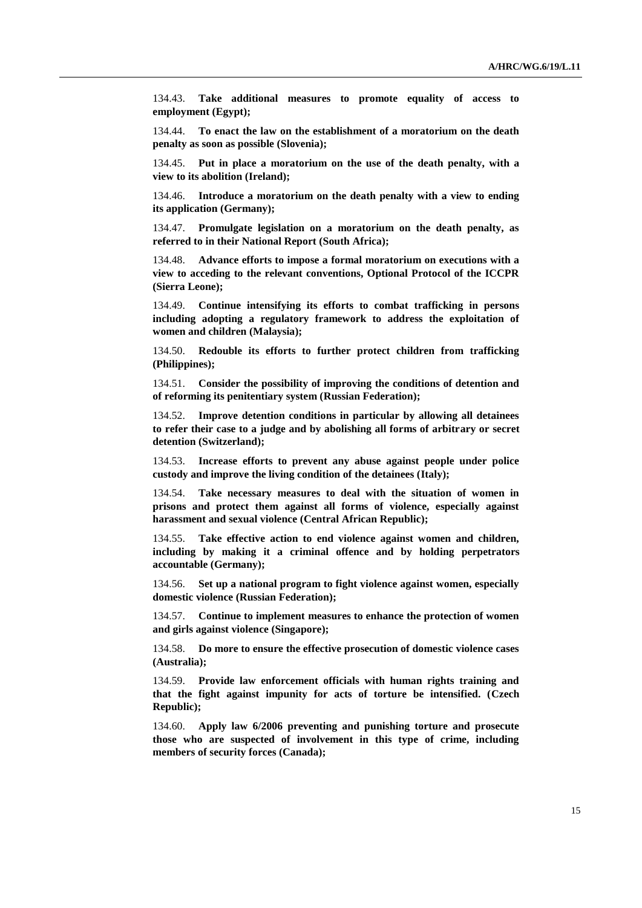134.43. **Take additional measures to promote equality of access to employment (Egypt);**

134.44. **To enact the law on the establishment of a moratorium on the death penalty as soon as possible (Slovenia);**

134.45. **Put in place a moratorium on the use of the death penalty, with a view to its abolition (Ireland);**

134.46. **Introduce a moratorium on the death penalty with a view to ending its application (Germany);**

134.47. **Promulgate legislation on a moratorium on the death penalty, as referred to in their National Report (South Africa);**

134.48. **Advance efforts to impose a formal moratorium on executions with a view to acceding to the relevant conventions, Optional Protocol of the ICCPR (Sierra Leone);**

134.49. **Continue intensifying its efforts to combat trafficking in persons including adopting a regulatory framework to address the exploitation of women and children (Malaysia);**

134.50. **Redouble its efforts to further protect children from trafficking (Philippines);**

134.51. **Consider the possibility of improving the conditions of detention and of reforming its penitentiary system (Russian Federation);**

134.52. **Improve detention conditions in particular by allowing all detainees to refer their case to a judge and by abolishing all forms of arbitrary or secret detention (Switzerland);**

134.53. **Increase efforts to prevent any abuse against people under police custody and improve the living condition of the detainees (Italy);**

134.54. **Take necessary measures to deal with the situation of women in prisons and protect them against all forms of violence, especially against harassment and sexual violence (Central African Republic);**

134.55. **Take effective action to end violence against women and children, including by making it a criminal offence and by holding perpetrators accountable (Germany);**

134.56. **Set up a national program to fight violence against women, especially domestic violence (Russian Federation);**

134.57. **Continue to implement measures to enhance the protection of women and girls against violence (Singapore);**

134.58. **Do more to ensure the effective prosecution of domestic violence cases (Australia);**

134.59. **Provide law enforcement officials with human rights training and that the fight against impunity for acts of torture be intensified. (Czech Republic);**

134.60. **Apply law 6/2006 preventing and punishing torture and prosecute those who are suspected of involvement in this type of crime, including members of security forces (Canada);**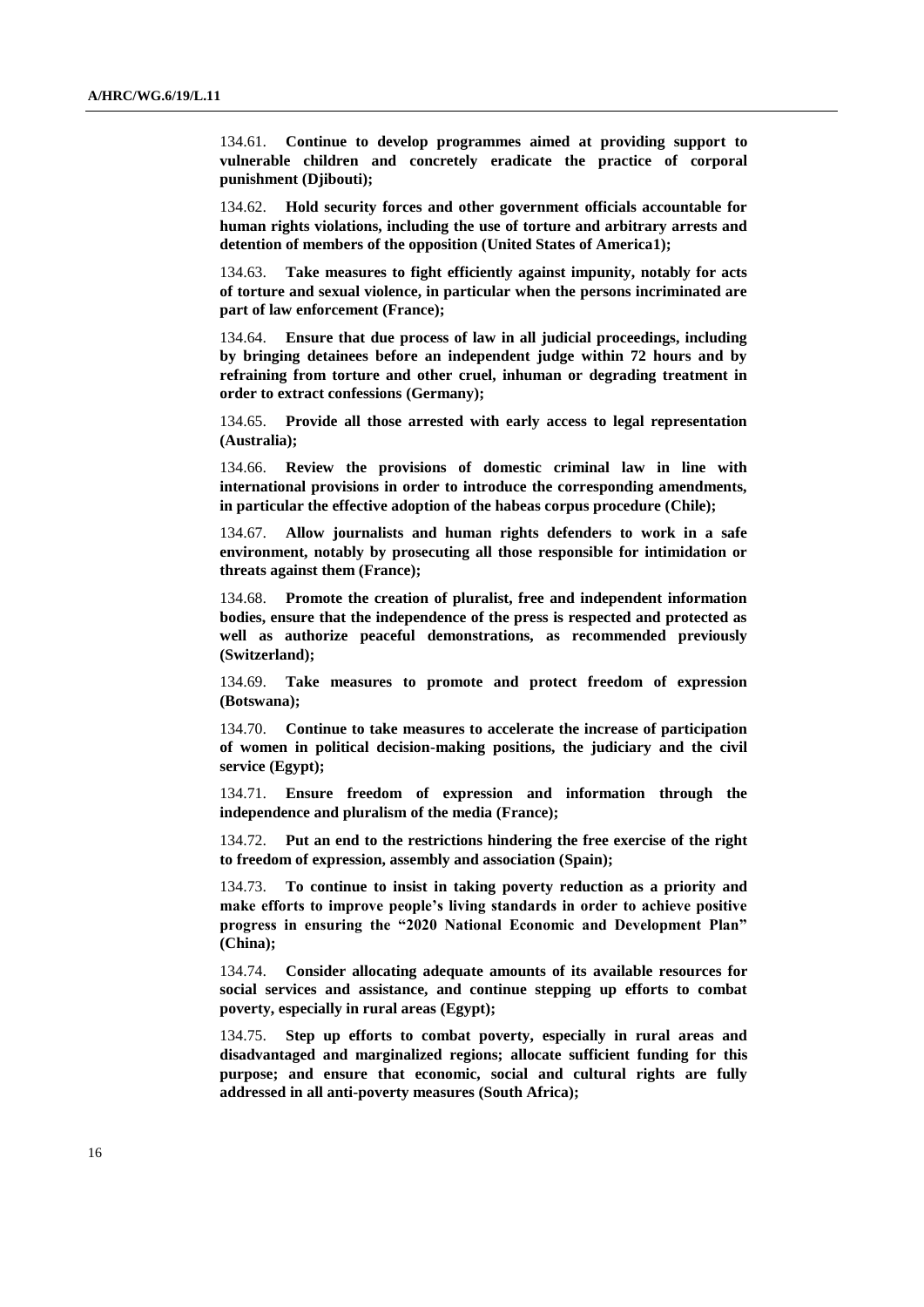134.61. **Continue to develop programmes aimed at providing support to vulnerable children and concretely eradicate the practice of corporal punishment (Djibouti);**

134.62. **Hold security forces and other government officials accountable for human rights violations, including the use of torture and arbitrary arrests and detention of members of the opposition (United States of America1);**

134.63. **Take measures to fight efficiently against impunity, notably for acts of torture and sexual violence, in particular when the persons incriminated are part of law enforcement (France);**

134.64. **Ensure that due process of law in all judicial proceedings, including by bringing detainees before an independent judge within 72 hours and by refraining from torture and other cruel, inhuman or degrading treatment in order to extract confessions (Germany);**

134.65. **Provide all those arrested with early access to legal representation (Australia);**

134.66. **Review the provisions of domestic criminal law in line with international provisions in order to introduce the corresponding amendments, in particular the effective adoption of the habeas corpus procedure (Chile);**

134.67. **Allow journalists and human rights defenders to work in a safe environment, notably by prosecuting all those responsible for intimidation or threats against them (France);**

134.68. **Promote the creation of pluralist, free and independent information bodies, ensure that the independence of the press is respected and protected as well as authorize peaceful demonstrations, as recommended previously (Switzerland);**

134.69. **Take measures to promote and protect freedom of expression (Botswana);**

134.70. **Continue to take measures to accelerate the increase of participation of women in political decision-making positions, the judiciary and the civil service (Egypt);**

134.71. **Ensure freedom of expression and information through the independence and pluralism of the media (France);**

134.72. **Put an end to the restrictions hindering the free exercise of the right to freedom of expression, assembly and association (Spain);**

134.73. **To continue to insist in taking poverty reduction as a priority and make efforts to improve people's living standards in order to achieve positive progress in ensuring the "2020 National Economic and Development Plan" (China);**

134.74. **Consider allocating adequate amounts of its available resources for social services and assistance, and continue stepping up efforts to combat poverty, especially in rural areas (Egypt);**

134.75. **Step up efforts to combat poverty, especially in rural areas and disadvantaged and marginalized regions; allocate sufficient funding for this purpose; and ensure that economic, social and cultural rights are fully addressed in all anti-poverty measures (South Africa);**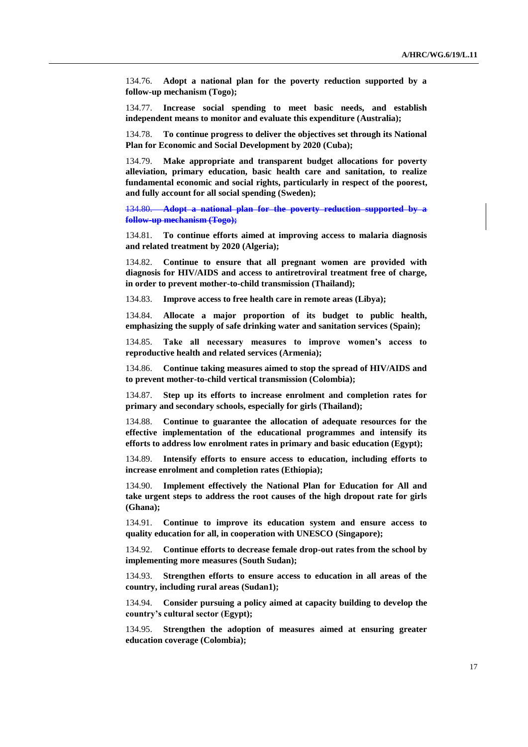134.76. **Adopt a national plan for the poverty reduction supported by a follow-up mechanism (Togo);**

134.77. **Increase social spending to meet basic needs, and establish independent means to monitor and evaluate this expenditure (Australia);**

134.78. **To continue progress to deliver the objectives set through its National Plan for Economic and Social Development by 2020 (Cuba);**

134.79. **Make appropriate and transparent budget allocations for poverty alleviation, primary education, basic health care and sanitation, to realize fundamental economic and social rights, particularly in respect of the poorest, and fully account for all social spending (Sweden);**

~~134.80. **Adopt a national plan for the poverty reduction supported by a follow-up mechanism (Togo);**~~

134.81. **To continue efforts aimed at improving access to malaria diagnosis and related treatment by 2020 (Algeria);**

134.82. **Continue to ensure that all pregnant women are provided with diagnosis for HIV/AIDS and access to antiretroviral treatment free of charge, in order to prevent mother-to-child transmission (Thailand);**

134.83. **Improve access to free health care in remote areas (Libya);**

134.84. **Allocate a major proportion of its budget to public health, emphasizing the supply of safe drinking water and sanitation services (Spain);**

134.85. **Take all necessary measures to improve women's access to reproductive health and related services (Armenia);**

134.86. **Continue taking measures aimed to stop the spread of HIV/AIDS and to prevent mother-to-child vertical transmission (Colombia);**

134.87. **Step up its efforts to increase enrolment and completion rates for primary and secondary schools, especially for girls (Thailand);**

134.88. **Continue to guarantee the allocation of adequate resources for the effective implementation of the educational programmes and intensify its efforts to address low enrolment rates in primary and basic education (Egypt);**

134.89. **Intensify efforts to ensure access to education, including efforts to increase enrolment and completion rates (Ethiopia);**

134.90. **Implement effectively the National Plan for Education for All and take urgent steps to address the root causes of the high dropout rate for girls (Ghana);**

134.91. **Continue to improve its education system and ensure access to quality education for all, in cooperation with UNESCO (Singapore);**

134.92. **Continue efforts to decrease female drop-out rates from the school by implementing more measures (South Sudan);**

134.93. **Strengthen efforts to ensure access to education in all areas of the country, including rural areas (Sudan1);**

134.94. **Consider pursuing a policy aimed at capacity building to develop the country's cultural sector (Egypt);**

134.95. **Strengthen the adoption of measures aimed at ensuring greater education coverage (Colombia);**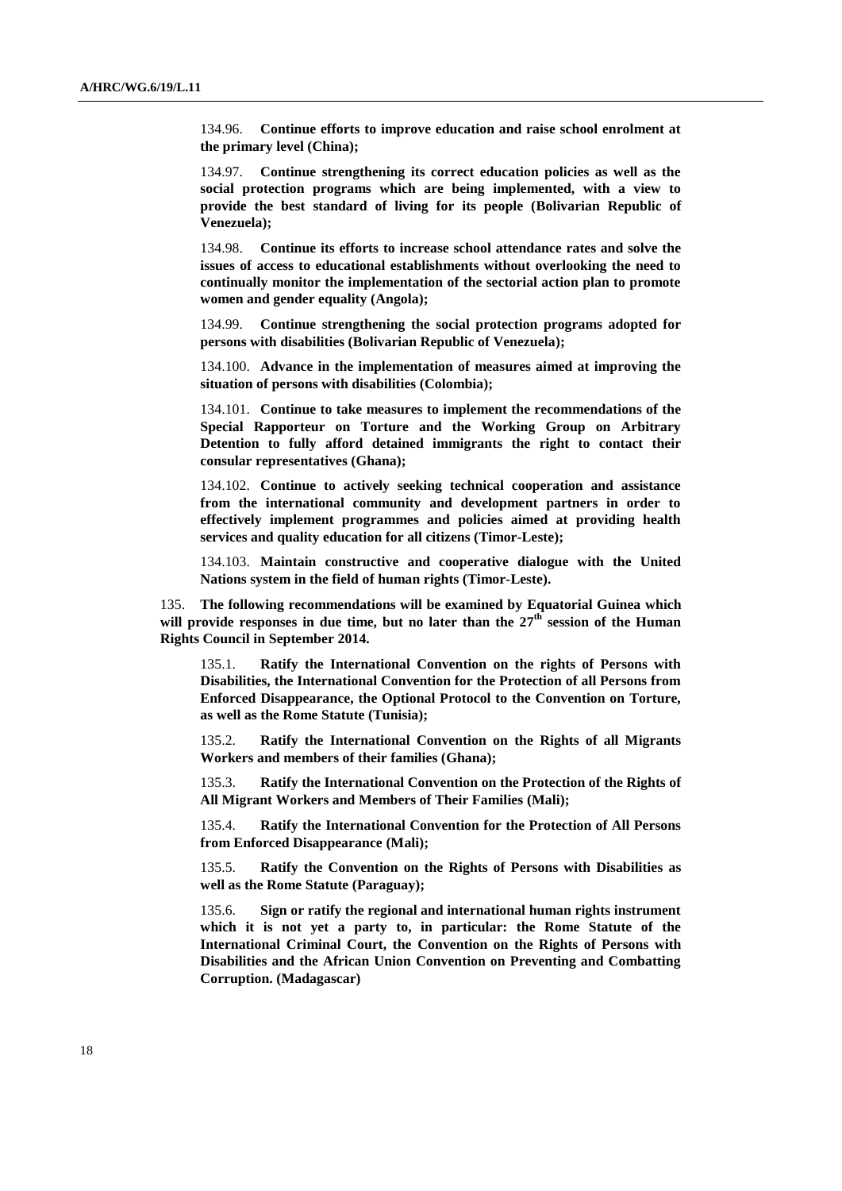134.96. **Continue efforts to improve education and raise school enrolment at the primary level (China);**

134.97. **Continue strengthening its correct education policies as well as the social protection programs which are being implemented, with a view to provide the best standard of living for its people (Bolivarian Republic of Venezuela);**

134.98. **Continue its efforts to increase school attendance rates and solve the issues of access to educational establishments without overlooking the need to continually monitor the implementation of the sectorial action plan to promote women and gender equality (Angola);**

134.99. **Continue strengthening the social protection programs adopted for persons with disabilities (Bolivarian Republic of Venezuela);**

134.100. **Advance in the implementation of measures aimed at improving the situation of persons with disabilities (Colombia);**

134.101. **Continue to take measures to implement the recommendations of the Special Rapporteur on Torture and the Working Group on Arbitrary Detention to fully afford detained immigrants the right to contact their consular representatives (Ghana);**

134.102. **Continue to actively seeking technical cooperation and assistance from the international community and development partners in order to effectively implement programmes and policies aimed at providing health services and quality education for all citizens (Timor-Leste);**

134.103. **Maintain constructive and cooperative dialogue with the United Nations system in the field of human rights (Timor-Leste).**

135. **The following recommendations will be examined by Equatorial Guinea which will provide responses in due time, but no later than the 27th session of the Human Rights Council in September 2014.**

135.1. **Ratify the International Convention on the rights of Persons with Disabilities, the International Convention for the Protection of all Persons from Enforced Disappearance, the Optional Protocol to the Convention on Torture, as well as the Rome Statute (Tunisia);**

135.2. **Ratify the International Convention on the Rights of all Migrants Workers and members of their families (Ghana);**

135.3. **Ratify the International Convention on the Protection of the Rights of All Migrant Workers and Members of Their Families (Mali);**

135.4. **Ratify the International Convention for the Protection of All Persons from Enforced Disappearance (Mali);**

135.5. **Ratify the Convention on the Rights of Persons with Disabilities as well as the Rome Statute (Paraguay);**

135.6. **Sign or ratify the regional and international human rights instrument which it is not yet a party to, in particular: the Rome Statute of the International Criminal Court, the Convention on the Rights of Persons with Disabilities and the African Union Convention on Preventing and Combatting Corruption. (Madagascar)**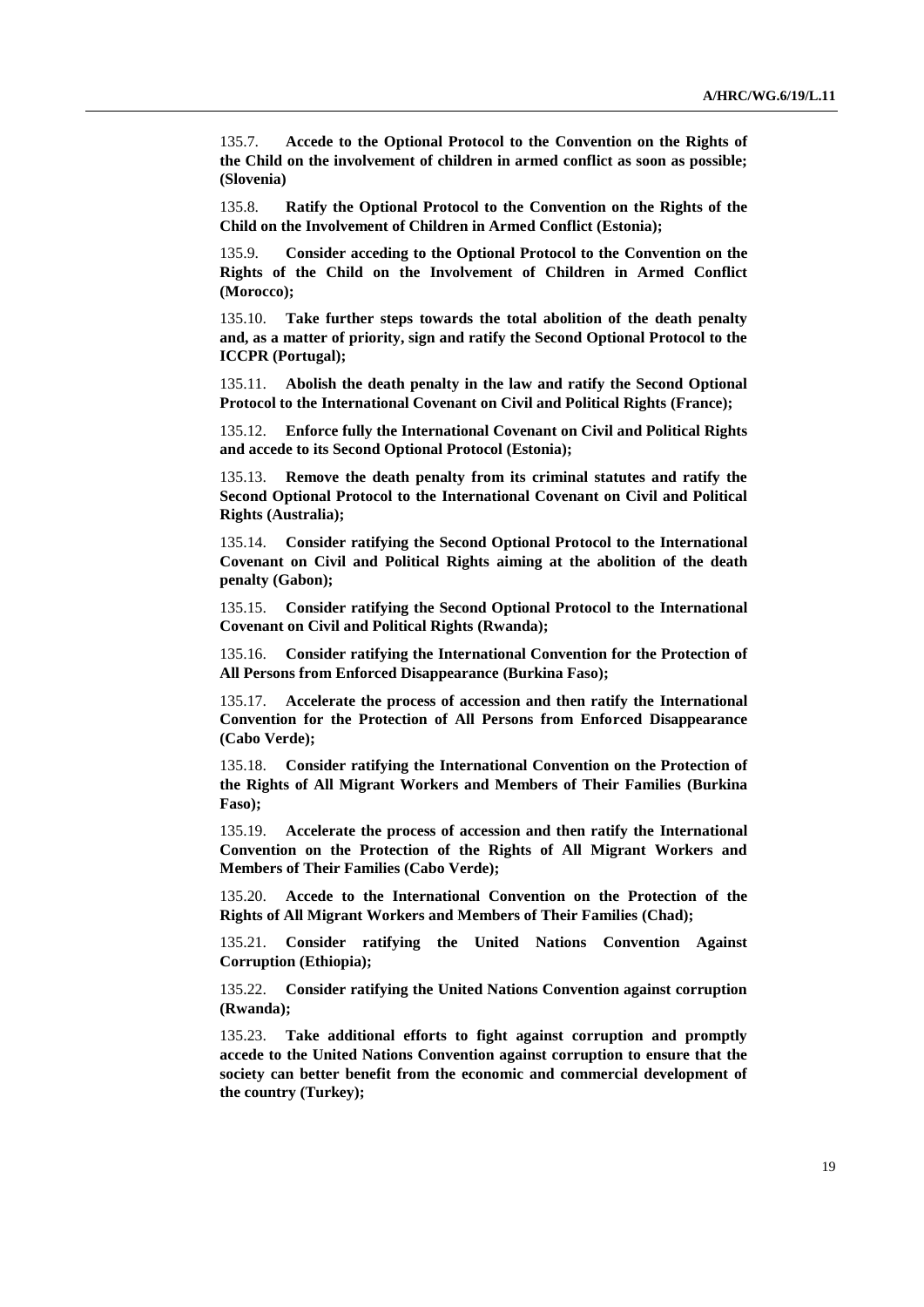135.7. **Accede to the Optional Protocol to the Convention on the Rights of the Child on the involvement of children in armed conflict as soon as possible; (Slovenia)**

135.8. **Ratify the Optional Protocol to the Convention on the Rights of the Child on the Involvement of Children in Armed Conflict (Estonia);**

135.9. **Consider acceding to the Optional Protocol to the Convention on the Rights of the Child on the Involvement of Children in Armed Conflict (Morocco);**

135.10. **Take further steps towards the total abolition of the death penalty and, as a matter of priority, sign and ratify the Second Optional Protocol to the ICCPR (Portugal);**

135.11. **Abolish the death penalty in the law and ratify the Second Optional Protocol to the International Covenant on Civil and Political Rights (France);**

135.12. **Enforce fully the International Covenant on Civil and Political Rights and accede to its Second Optional Protocol (Estonia);**

135.13. **Remove the death penalty from its criminal statutes and ratify the Second Optional Protocol to the International Covenant on Civil and Political Rights (Australia);**

135.14. **Consider ratifying the Second Optional Protocol to the International Covenant on Civil and Political Rights aiming at the abolition of the death penalty (Gabon);**

135.15. **Consider ratifying the Second Optional Protocol to the International Covenant on Civil and Political Rights (Rwanda);**

135.16. **Consider ratifying the International Convention for the Protection of All Persons from Enforced Disappearance (Burkina Faso);**

135.17. **Accelerate the process of accession and then ratify the International Convention for the Protection of All Persons from Enforced Disappearance (Cabo Verde);**

135.18. **Consider ratifying the International Convention on the Protection of the Rights of All Migrant Workers and Members of Their Families (Burkina Faso);**

135.19. **Accelerate the process of accession and then ratify the International Convention on the Protection of the Rights of All Migrant Workers and Members of Their Families (Cabo Verde);**

135.20. **Accede to the International Convention on the Protection of the Rights of All Migrant Workers and Members of Their Families (Chad);**

135.21. **Consider ratifying the United Nations Convention Against Corruption (Ethiopia);**

135.22. **Consider ratifying the United Nations Convention against corruption (Rwanda);**

135.23. **Take additional efforts to fight against corruption and promptly accede to the United Nations Convention against corruption to ensure that the society can better benefit from the economic and commercial development of the country (Turkey);**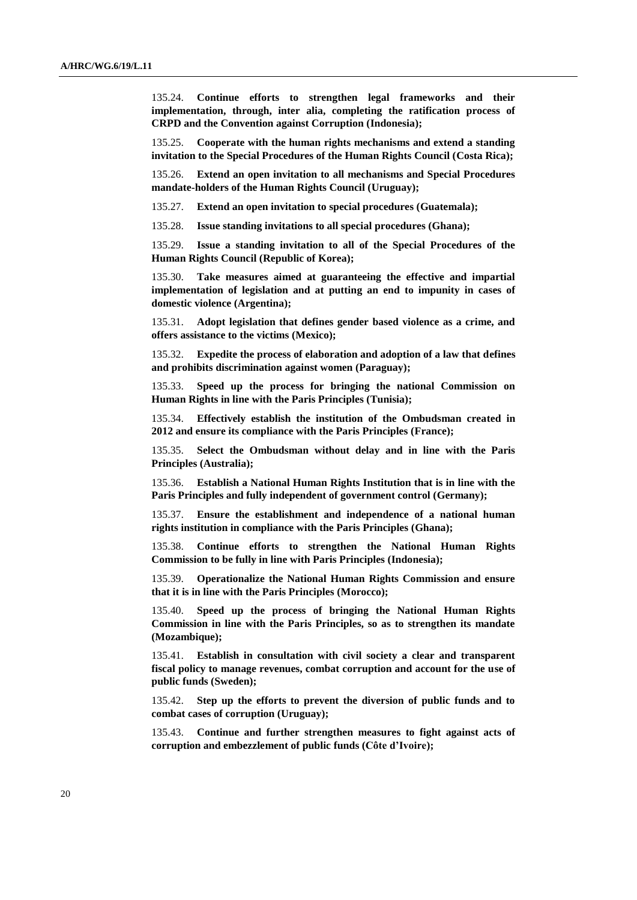135.24. **Continue efforts to strengthen legal frameworks and their implementation, through, inter alia, completing the ratification process of CRPD and the Convention against Corruption (Indonesia);**

135.25. **Cooperate with the human rights mechanisms and extend a standing invitation to the Special Procedures of the Human Rights Council (Costa Rica);**

135.26. **Extend an open invitation to all mechanisms and Special Procedures mandate-holders of the Human Rights Council (Uruguay);**

135.27. **Extend an open invitation to special procedures (Guatemala);**

135.28. **Issue standing invitations to all special procedures (Ghana);**

135.29. **Issue a standing invitation to all of the Special Procedures of the Human Rights Council (Republic of Korea);**

135.30. **Take measures aimed at guaranteeing the effective and impartial implementation of legislation and at putting an end to impunity in cases of domestic violence (Argentina);**

135.31. **Adopt legislation that defines gender based violence as a crime, and offers assistance to the victims (Mexico);**

135.32. **Expedite the process of elaboration and adoption of a law that defines and prohibits discrimination against women (Paraguay);**

135.33. **Speed up the process for bringing the national Commission on Human Rights in line with the Paris Principles (Tunisia);**

135.34. **Effectively establish the institution of the Ombudsman created in 2012 and ensure its compliance with the Paris Principles (France);**

135.35. **Select the Ombudsman without delay and in line with the Paris Principles (Australia);**

135.36. **Establish a National Human Rights Institution that is in line with the Paris Principles and fully independent of government control (Germany);**

135.37. **Ensure the establishment and independence of a national human rights institution in compliance with the Paris Principles (Ghana);**

135.38. **Continue efforts to strengthen the National Human Rights Commission to be fully in line with Paris Principles (Indonesia);**

135.39. **Operationalize the National Human Rights Commission and ensure that it is in line with the Paris Principles (Morocco);**

135.40. **Speed up the process of bringing the National Human Rights Commission in line with the Paris Principles, so as to strengthen its mandate (Mozambique);**

135.41. **Establish in consultation with civil society a clear and transparent fiscal policy to manage revenues, combat corruption and account for the use of public funds (Sweden);**

135.42. **Step up the efforts to prevent the diversion of public funds and to combat cases of corruption (Uruguay);**

135.43. **Continue and further strengthen measures to fight against acts of corruption and embezzlement of public funds (Côte d'Ivoire);**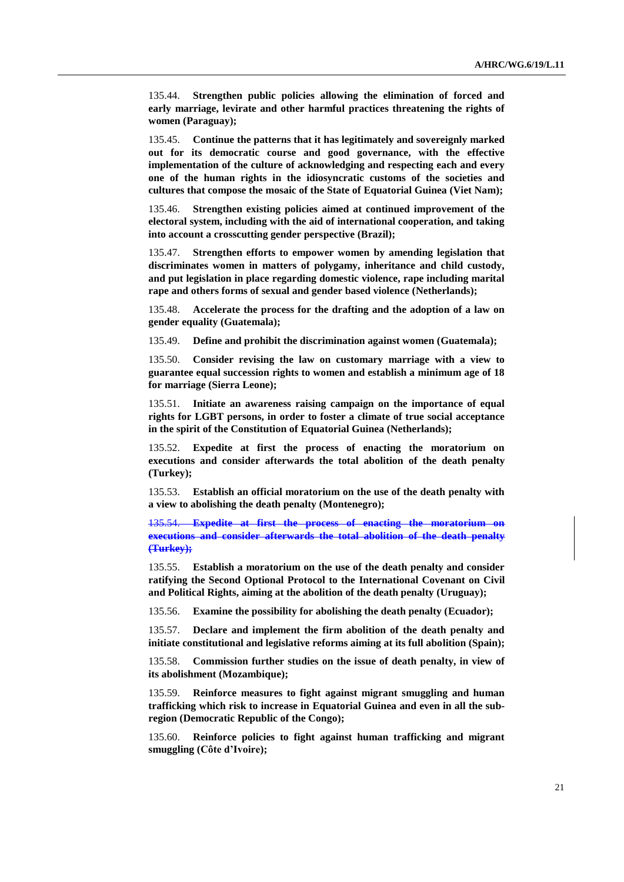135.44. **Strengthen public policies allowing the elimination of forced and early marriage, levirate and other harmful practices threatening the rights of women (Paraguay);**

135.45. **Continue the patterns that it has legitimately and sovereignly marked out for its democratic course and good governance, with the effective implementation of the culture of acknowledging and respecting each and every one of the human rights in the idiosyncratic customs of the societies and cultures that compose the mosaic of the State of Equatorial Guinea (Viet Nam);**

135.46. **Strengthen existing policies aimed at continued improvement of the electoral system, including with the aid of international cooperation, and taking into account a crosscutting gender perspective (Brazil);**

135.47. **Strengthen efforts to empower women by amending legislation that discriminates women in matters of polygamy, inheritance and child custody, and put legislation in place regarding domestic violence, rape including marital rape and others forms of sexual and gender based violence (Netherlands);**

135.48. **Accelerate the process for the drafting and the adoption of a law on gender equality (Guatemala);**

135.49. **Define and prohibit the discrimination against women (Guatemala);**

135.50. **Consider revising the law on customary marriage with a view to guarantee equal succession rights to women and establish a minimum age of 18 for marriage (Sierra Leone);**

135.51. **Initiate an awareness raising campaign on the importance of equal rights for LGBT persons, in order to foster a climate of true social acceptance in the spirit of the Constitution of Equatorial Guinea (Netherlands);**

135.52. **Expedite at first the process of enacting the moratorium on executions and consider afterwards the total abolition of the death penalty (Turkey);**

135.53. **Establish an official moratorium on the use of the death penalty with a view to abolishing the death penalty (Montenegro);**

~~135.54. **Expedite at first the process of enacting the moratorium on executions and consider afterwards the total abolition of the death penalty (Turkey);**~~

135.55. **Establish a moratorium on the use of the death penalty and consider ratifying the Second Optional Protocol to the International Covenant on Civil and Political Rights, aiming at the abolition of the death penalty (Uruguay);**

135.56. **Examine the possibility for abolishing the death penalty (Ecuador);**

135.57. **Declare and implement the firm abolition of the death penalty and initiate constitutional and legislative reforms aiming at its full abolition (Spain);**

135.58. **Commission further studies on the issue of death penalty, in view of its abolishment (Mozambique);**

135.59. **Reinforce measures to fight against migrant smuggling and human trafficking which risk to increase in Equatorial Guinea and even in all the sub-region (Democratic Republic of the Congo);**

135.60. **Reinforce policies to fight against human trafficking and migrant smuggling (Côte d'Ivoire);**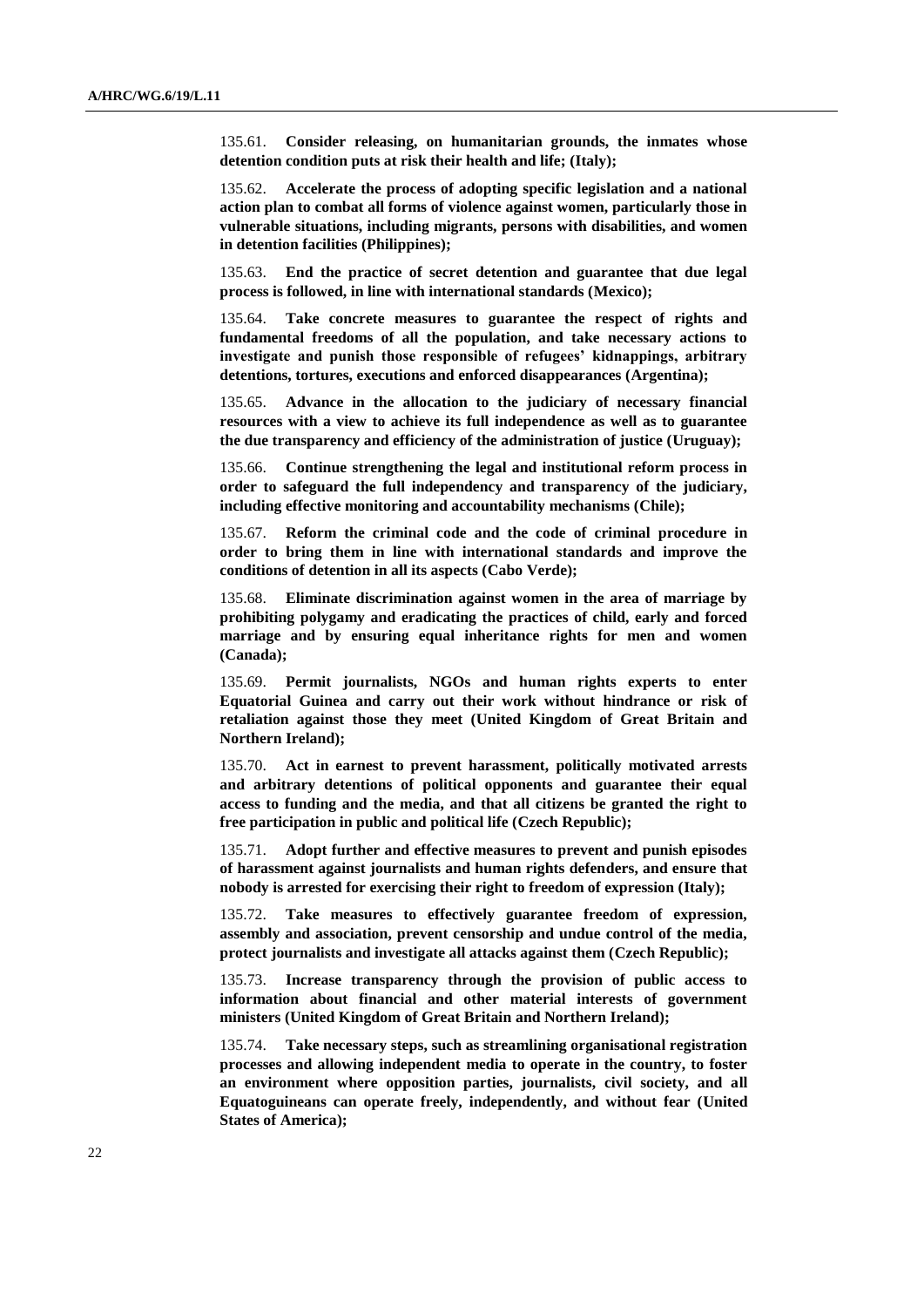135.61. **Consider releasing, on humanitarian grounds, the inmates whose detention condition puts at risk their health and life; (Italy);**

135.62. **Accelerate the process of adopting specific legislation and a national action plan to combat all forms of violence against women, particularly those in vulnerable situations, including migrants, persons with disabilities, and women in detention facilities (Philippines);**

135.63. **End the practice of secret detention and guarantee that due legal process is followed, in line with international standards (Mexico);**

135.64. **Take concrete measures to guarantee the respect of rights and fundamental freedoms of all the population, and take necessary actions to investigate and punish those responsible of refugees' kidnappings, arbitrary detentions, tortures, executions and enforced disappearances (Argentina);**

135.65. **Advance in the allocation to the judiciary of necessary financial resources with a view to achieve its full independence as well as to guarantee the due transparency and efficiency of the administration of justice (Uruguay);**

135.66. **Continue strengthening the legal and institutional reform process in order to safeguard the full independency and transparency of the judiciary, including effective monitoring and accountability mechanisms (Chile);**

135.67. **Reform the criminal code and the code of criminal procedure in order to bring them in line with international standards and improve the conditions of detention in all its aspects (Cabo Verde);**

135.68. **Eliminate discrimination against women in the area of marriage by prohibiting polygamy and eradicating the practices of child, early and forced marriage and by ensuring equal inheritance rights for men and women (Canada);**

135.69. **Permit journalists, NGOs and human rights experts to enter Equatorial Guinea and carry out their work without hindrance or risk of retaliation against those they meet (United Kingdom of Great Britain and Northern Ireland);**

135.70. **Act in earnest to prevent harassment, politically motivated arrests and arbitrary detentions of political opponents and guarantee their equal access to funding and the media, and that all citizens be granted the right to free participation in public and political life (Czech Republic);**

135.71. **Adopt further and effective measures to prevent and punish episodes of harassment against journalists and human rights defenders, and ensure that nobody is arrested for exercising their right to freedom of expression (Italy);**

135.72. **Take measures to effectively guarantee freedom of expression, assembly and association, prevent censorship and undue control of the media, protect journalists and investigate all attacks against them (Czech Republic);**

135.73. **Increase transparency through the provision of public access to information about financial and other material interests of government ministers (United Kingdom of Great Britain and Northern Ireland);**

135.74. **Take necessary steps, such as streamlining organisational registration processes and allowing independent media to operate in the country, to foster an environment where opposition parties, journalists, civil society, and all Equatoguineans can operate freely, independently, and without fear (United States of America);**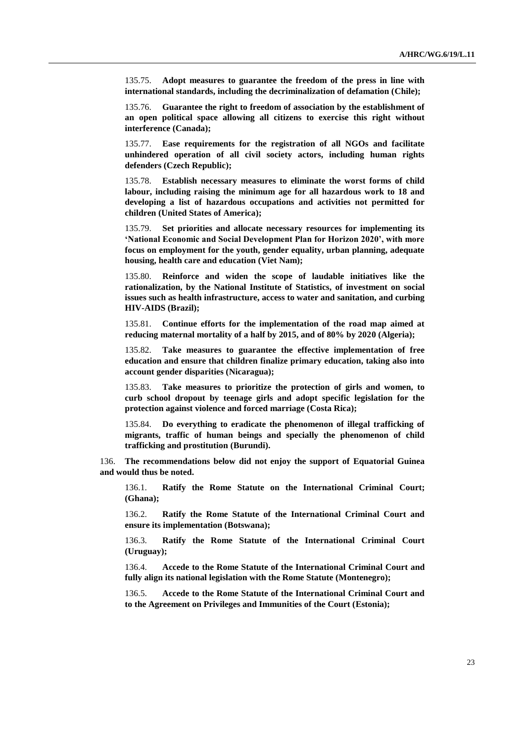135.75. **Adopt measures to guarantee the freedom of the press in line with international standards, including the decriminalization of defamation (Chile);**

135.76. **Guarantee the right to freedom of association by the establishment of an open political space allowing all citizens to exercise this right without interference (Canada);**

135.77. **Ease requirements for the registration of all NGOs and facilitate unhindered operation of all civil society actors, including human rights defenders (Czech Republic);**

135.78. **Establish necessary measures to eliminate the worst forms of child labour, including raising the minimum age for all hazardous work to 18 and developing a list of hazardous occupations and activities not permitted for children (United States of America);**

135.79. **Set priorities and allocate necessary resources for implementing its 'National Economic and Social Development Plan for Horizon 2020', with more focus on employment for the youth, gender equality, urban planning, adequate housing, health care and education (Viet Nam);**

135.80. **Reinforce and widen the scope of laudable initiatives like the rationalization, by the National Institute of Statistics, of investment on social issues such as health infrastructure, access to water and sanitation, and curbing HIV-AIDS (Brazil);**

135.81. **Continue efforts for the implementation of the road map aimed at reducing maternal mortality of a half by 2015, and of 80% by 2020 (Algeria);**

135.82. **Take measures to guarantee the effective implementation of free education and ensure that children finalize primary education, taking also into account gender disparities (Nicaragua);**

135.83. **Take measures to prioritize the protection of girls and women, to curb school dropout by teenage girls and adopt specific legislation for the protection against violence and forced marriage (Costa Rica);**

135.84. **Do everything to eradicate the phenomenon of illegal trafficking of migrants, traffic of human beings and specially the phenomenon of child trafficking and prostitution (Burundi).**

136. **The recommendations below did not enjoy the support of Equatorial Guinea and would thus be noted.**

136.1. **Ratify the Rome Statute on the International Criminal Court; (Ghana);**

136.2. **Ratify the Rome Statute of the International Criminal Court and ensure its implementation (Botswana);**

136.3. **Ratify the Rome Statute of the International Criminal Court (Uruguay);**

136.4. **Accede to the Rome Statute of the International Criminal Court and fully align its national legislation with the Rome Statute (Montenegro);**

136.5. **Accede to the Rome Statute of the International Criminal Court and to the Agreement on Privileges and Immunities of the Court (Estonia);**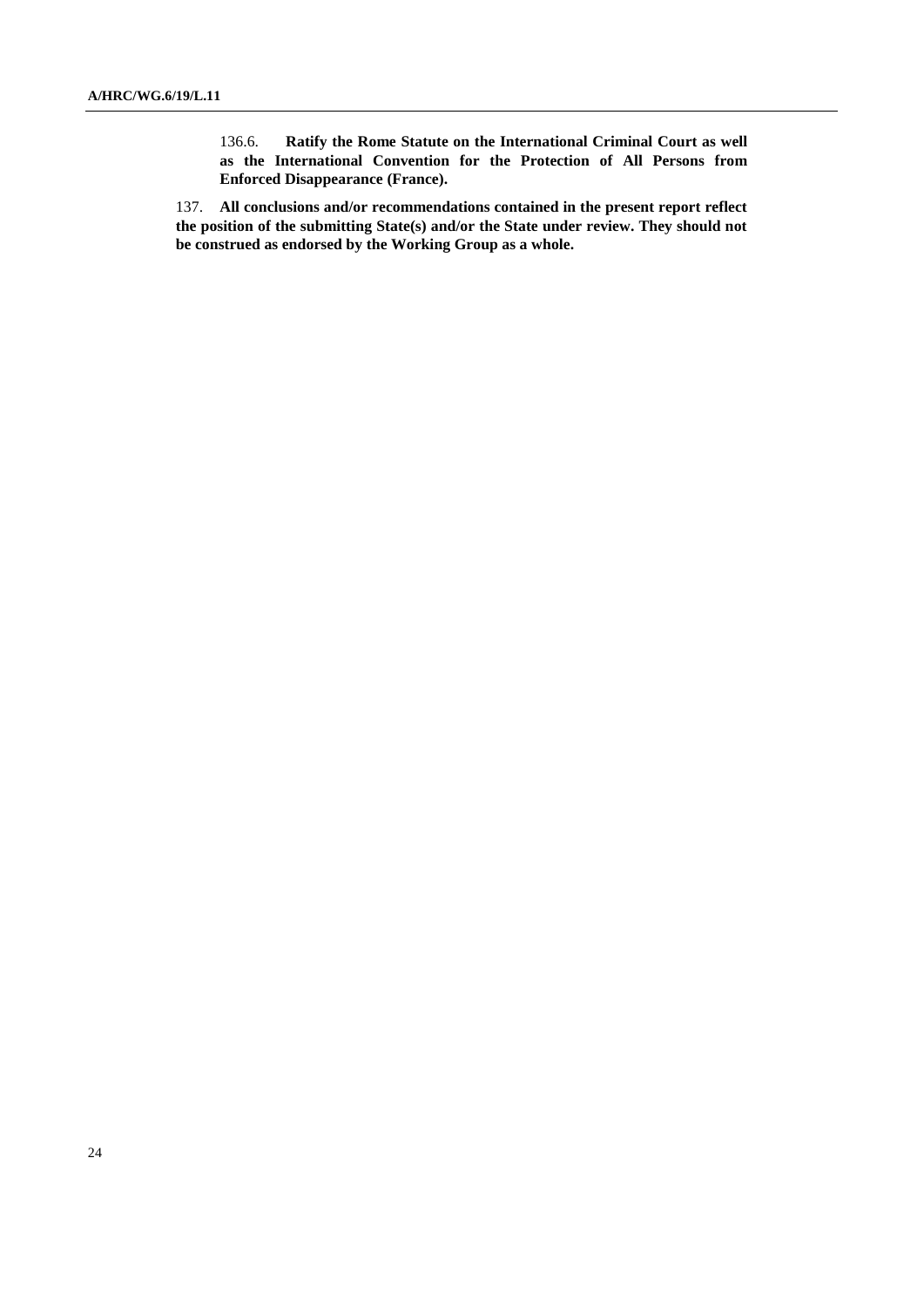136.6. **Ratify the Rome Statute on the International Criminal Court as well as the International Convention for the Protection of All Persons from Enforced Disappearance (France).**

137. **All conclusions and/or recommendations contained in the present report reflect the position of the submitting State(s) and/or the State under review. They should not be construed as endorsed by the Working Group as a whole.**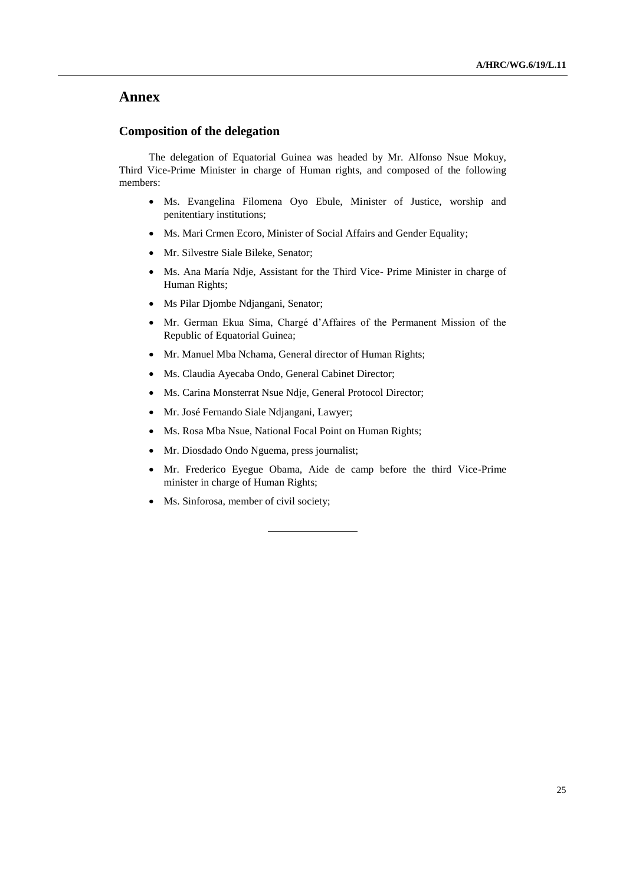# Annex

## Composition of the delegation

The delegation of Equatorial Guinea was headed by Mr. Alfonso Nsue Mokuy, Third Vice-Prime Minister in charge of Human rights, and composed of the following members:

- Ms. Evangelina Filomena Oyo Ebule, Minister of Justice, worship and penitentiary institutions;
- Ms. Mari Crmen Ecoro, Minister of Social Affairs and Gender Equality;
- Mr. Silvestre Siale Bileke, Senator;
- Ms. Ana María Ndje, Assistant for the Third Vice- Prime Minister in charge of Human Rights;
- Ms Pilar Djombe Ndjangani, Senator;
- Mr. German Ekua Sima, Chargé d'Affaires of the Permanent Mission of the Republic of Equatorial Guinea;
- Mr. Manuel Mba Nchama, General director of Human Rights;
- Ms. Claudia Ayecaba Ondo, General Cabinet Director;
- Ms. Carina Monsterrat Nsue Ndje, General Protocol Director;
- Mr. José Fernando Siale Ndjangani, Lawyer;
- Ms. Rosa Mba Nsue, National Focal Point on Human Rights;
- Mr. Diosdado Ondo Nguema, press journalist;
- Mr. Frederico Eyegue Obama, Aide de camp before the third Vice-Prime minister in charge of Human Rights;
- Ms. Sinforosa, member of civil society;